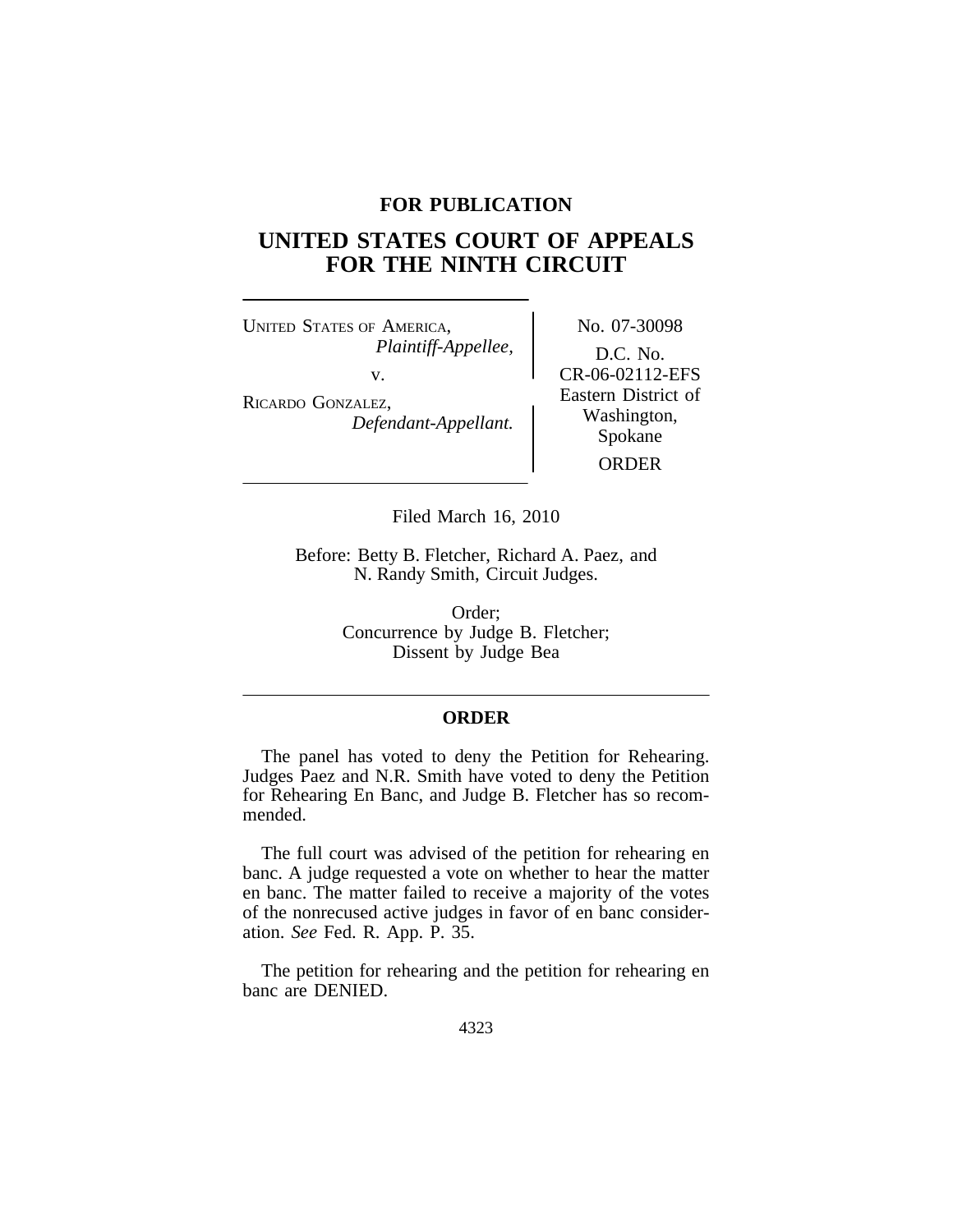**FOR PUBLICATION**

# UNITED STATES COURT OF APPEALS FOR THE NINTH CIRCUIT

UNITED STATES OF AMERICA,
*Plaintiff-Appellee,*
v.
RICARDO GONZALEZ,
*Defendant-Appellant.*

No. 07-30098
D.C. No.
CR-06-02112-EFS
Eastern District of Washington, Spokane
ORDER

Filed March 16, 2010

Before: Betty B. Fletcher, Richard A. Paez, and N. Randy Smith, Circuit Judges.

Order;
Concurrence by Judge B. Fletcher;
Dissent by Judge Bea

## ORDER

The panel has voted to deny the Petition for Rehearing. Judges Paez and N.R. Smith have voted to deny the Petition for Rehearing En Banc, and Judge B. Fletcher has so recommended.

The full court was advised of the petition for rehearing en banc. A judge requested a vote on whether to hear the matter en banc. The matter failed to receive a majority of the votes of the nonrecused active judges in favor of en banc consideration. *See* Fed. R. App. P. 35.

The petition for rehearing and the petition for rehearing en banc are DENIED.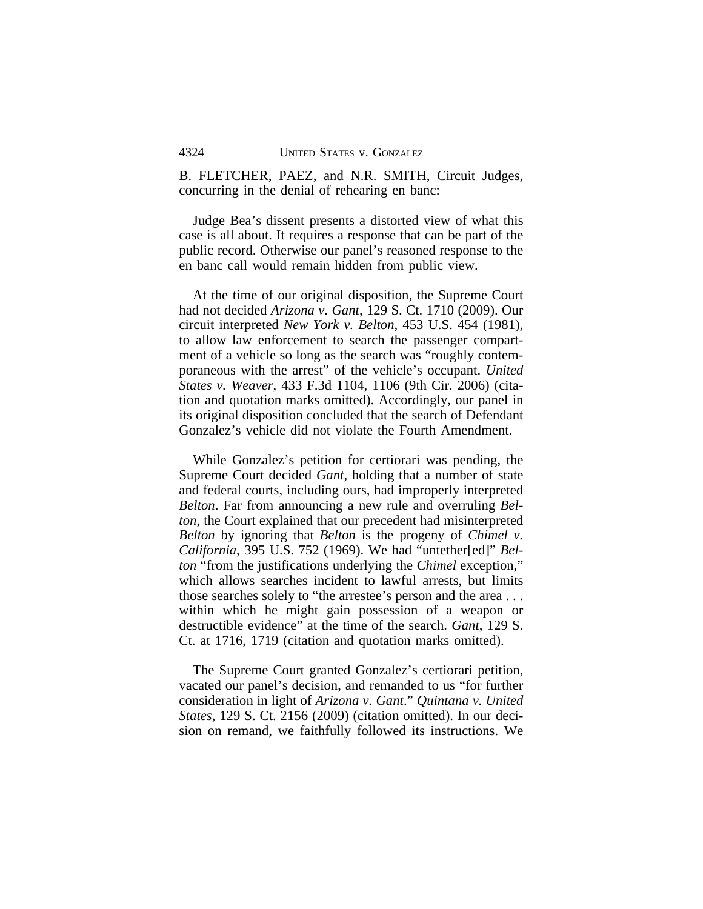B. FLETCHER, PAEZ, and N.R. SMITH, Circuit Judges, concurring in the denial of rehearing en banc:

Judge Bea's dissent presents a distorted view of what this case is all about. It requires a response that can be part of the public record. Otherwise our panel's reasoned response to the en banc call would remain hidden from public view.

At the time of our original disposition, the Supreme Court had not decided *Arizona v. Gant*, 129 S. Ct. 1710 (2009). Our circuit interpreted *New York v. Belton*, 453 U.S. 454 (1981), to allow law enforcement to search the passenger compartment of a vehicle so long as the search was "roughly contemporaneous with the arrest" of the vehicle's occupant. *United States v. Weaver*, 433 F.3d 1104, 1106 (9th Cir. 2006) (citation and quotation marks omitted). Accordingly, our panel in its original disposition concluded that the search of Defendant Gonzalez's vehicle did not violate the Fourth Amendment.

While Gonzalez's petition for certiorari was pending, the Supreme Court decided *Gant*, holding that a number of state and federal courts, including ours, had improperly interpreted *Belton*. Far from announcing a new rule and overruling *Belton*, the Court explained that our precedent had misinterpreted *Belton* by ignoring that *Belton* is the progeny of *Chimel v. California*, 395 U.S. 752 (1969). We had "untether[ed]" *Belton* "from the justifications underlying the *Chimel* exception," which allows searches incident to lawful arrests, but limits those searches solely to "the arrestee's person and the area . . . within which he might gain possession of a weapon or destructible evidence" at the time of the search. *Gant*, 129 S. Ct. at 1716, 1719 (citation and quotation marks omitted).

The Supreme Court granted Gonzalez's certiorari petition, vacated our panel's decision, and remanded to us "for further consideration in light of *Arizona v. Gant*." *Quintana v. United States*, 129 S. Ct. 2156 (2009) (citation omitted). In our decision on remand, we faithfully followed its instructions. We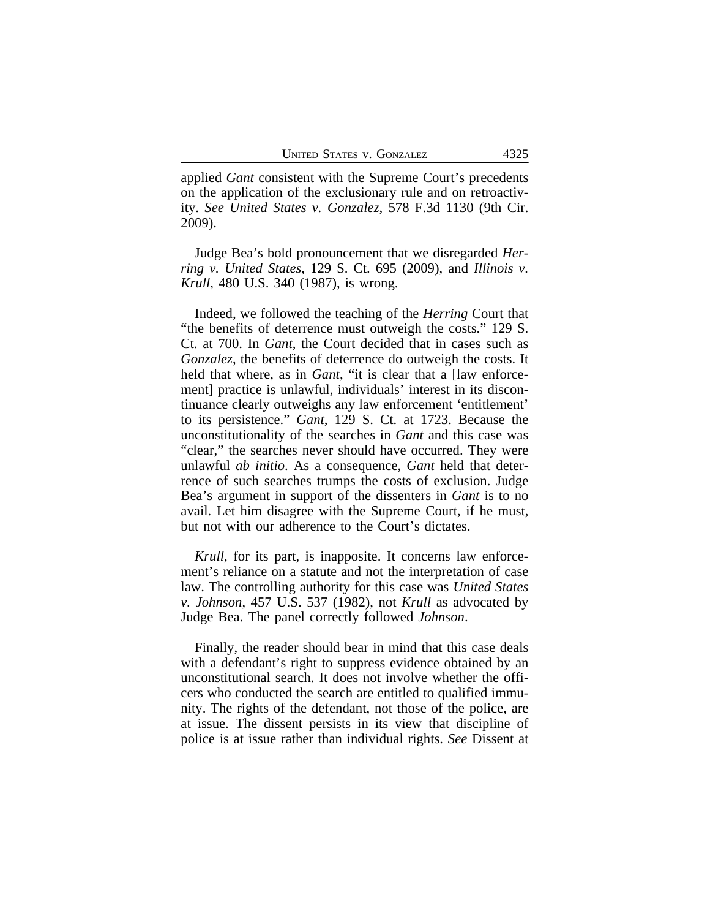applied *Gant* consistent with the Supreme Court's precedents on the application of the exclusionary rule and on retroactivity. *See United States v. Gonzalez*, 578 F.3d 1130 (9th Cir. 2009).

Judge Bea's bold pronouncement that we disregarded *Herring v. United States*, 129 S. Ct. 695 (2009), and *Illinois v. Krull*, 480 U.S. 340 (1987), is wrong.

Indeed, we followed the teaching of the *Herring* Court that "the benefits of deterrence must outweigh the costs." 129 S. Ct. at 700. In *Gant*, the Court decided that in cases such as *Gonzalez*, the benefits of deterrence do outweigh the costs. It held that where, as in *Gant*, "it is clear that a [law enforcement] practice is unlawful, individuals' interest in its discontinuance clearly outweighs any law enforcement 'entitlement' to its persistence." *Gant*, 129 S. Ct. at 1723. Because the unconstitutionality of the searches in *Gant* and this case was "clear," the searches never should have occurred. They were unlawful *ab initio*. As a consequence, *Gant* held that deterrence of such searches trumps the costs of exclusion. Judge Bea's argument in support of the dissenters in *Gant* is to no avail. Let him disagree with the Supreme Court, if he must, but not with our adherence to the Court's dictates.

*Krull*, for its part, is inapposite. It concerns law enforcement's reliance on a statute and not the interpretation of case law. The controlling authority for this case was *United States v. Johnson*, 457 U.S. 537 (1982), not *Krull* as advocated by Judge Bea. The panel correctly followed *Johnson*.

Finally, the reader should bear in mind that this case deals with a defendant's right to suppress evidence obtained by an unconstitutional search. It does not involve whether the officers who conducted the search are entitled to qualified immunity. The rights of the defendant, not those of the police, are at issue. The dissent persists in its view that discipline of police is at issue rather than individual rights. *See* Dissent at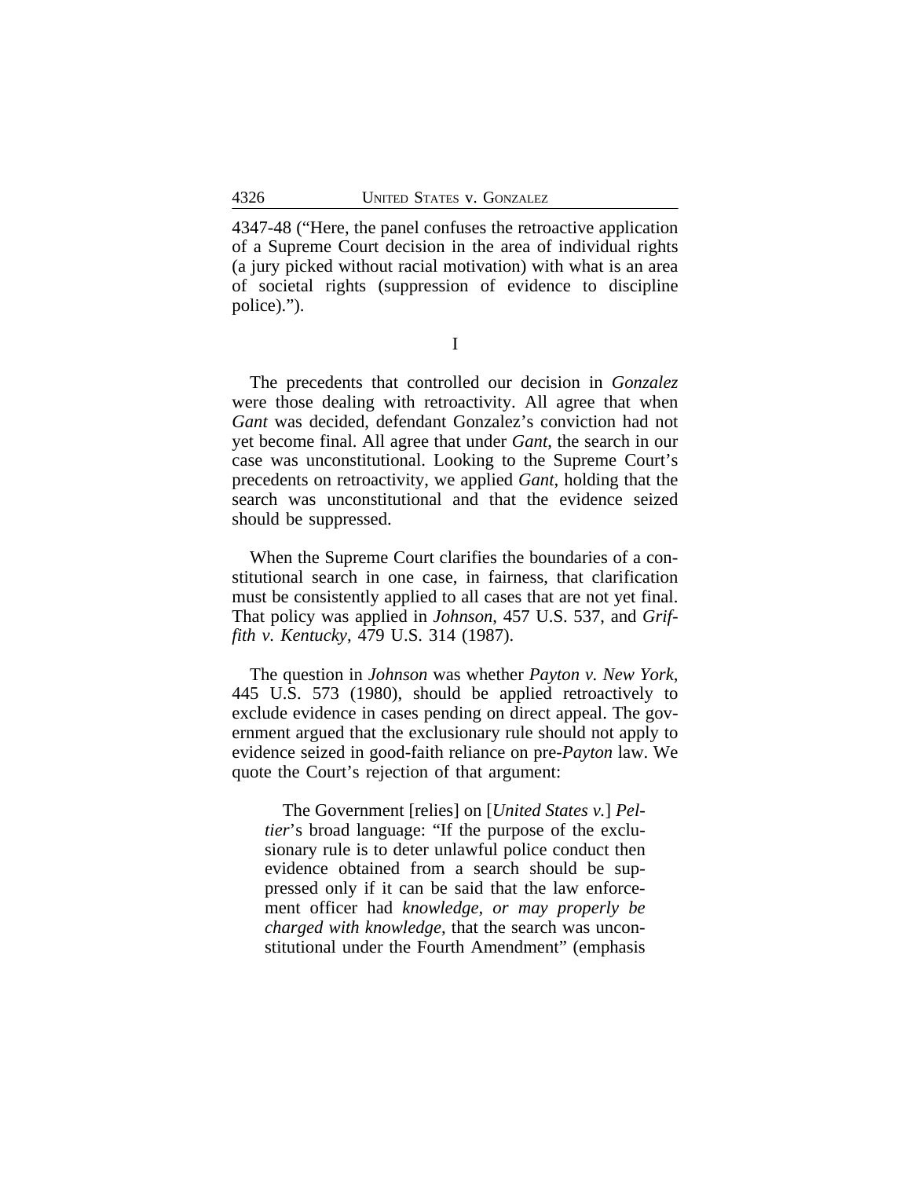4347-48 ("Here, the panel confuses the retroactive application of a Supreme Court decision in the area of individual rights (a jury picked without racial motivation) with what is an area of societal rights (suppression of evidence to discipline police).").

## I

The precedents that controlled our decision in *Gonzalez* were those dealing with retroactivity. All agree that when *Gant* was decided, defendant Gonzalez's conviction had not yet become final. All agree that under *Gant*, the search in our case was unconstitutional. Looking to the Supreme Court's precedents on retroactivity, we applied *Gant*, holding that the search was unconstitutional and that the evidence seized should be suppressed.

When the Supreme Court clarifies the boundaries of a constitutional search in one case, in fairness, that clarification must be consistently applied to all cases that are not yet final. That policy was applied in *Johnson*, 457 U.S. 537, and *Griffith v. Kentucky*, 479 U.S. 314 (1987).

The question in *Johnson* was whether *Payton v. New York*, 445 U.S. 573 (1980), should be applied retroactively to exclude evidence in cases pending on direct appeal. The government argued that the exclusionary rule should not apply to evidence seized in good-faith reliance on pre-*Payton* law. We quote the Court's rejection of that argument:

> The Government [relies] on [*United States v.*] *Peltier*'s broad language: "If the purpose of the exclusionary rule is to deter unlawful police conduct then evidence obtained from a search should be suppressed only if it can be said that the law enforcement officer had *knowledge, or may properly be charged with knowledge*, that the search was unconstitutional under the Fourth Amendment" (emphasis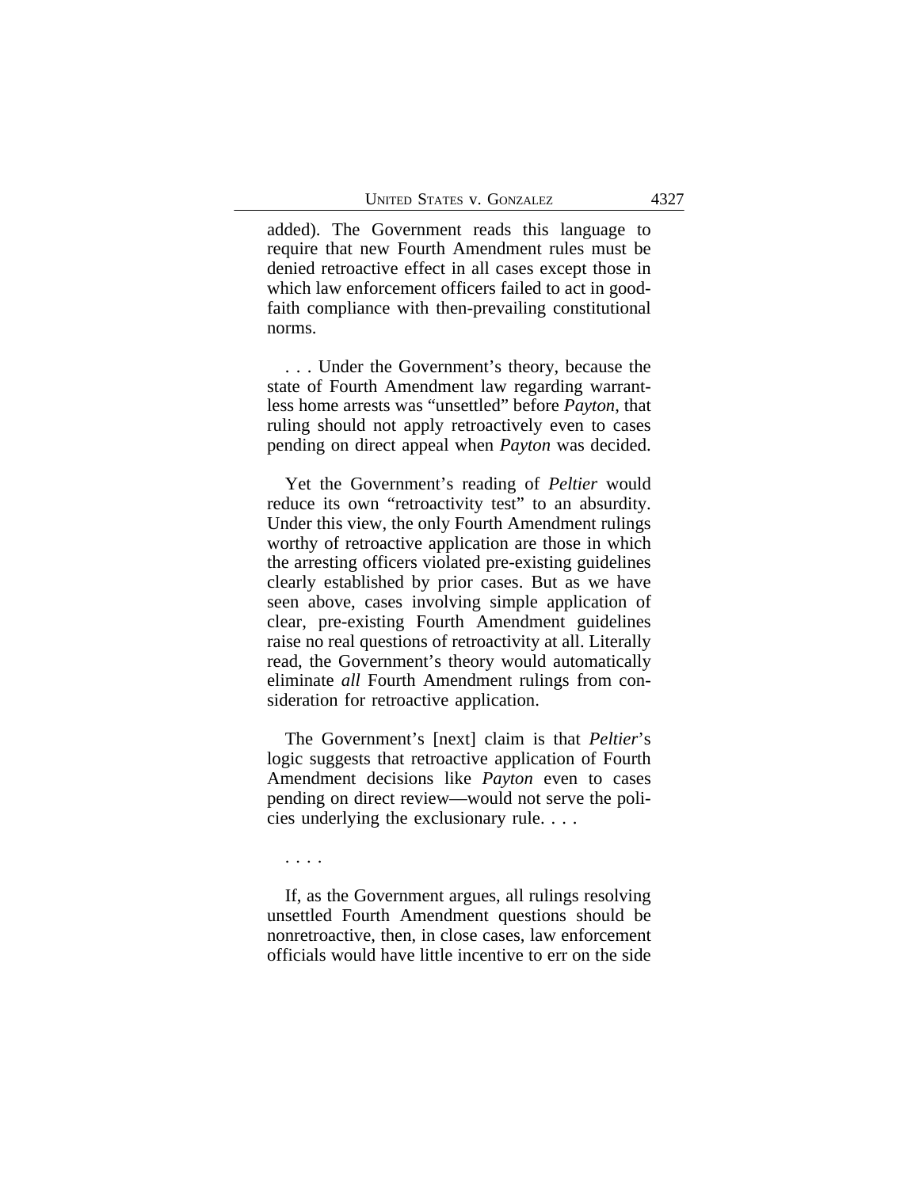added). The Government reads this language to require that new Fourth Amendment rules must be denied retroactive effect in all cases except those in which law enforcement officers failed to act in good-faith compliance with then-prevailing constitutional norms.

. . . Under the Government's theory, because the state of Fourth Amendment law regarding warrantless home arrests was "unsettled" before *Payton*, that ruling should not apply retroactively even to cases pending on direct appeal when *Payton* was decided.

Yet the Government's reading of *Peltier* would reduce its own "retroactivity test" to an absurdity. Under this view, the only Fourth Amendment rulings worthy of retroactive application are those in which the arresting officers violated pre-existing guidelines clearly established by prior cases. But as we have seen above, cases involving simple application of clear, pre-existing Fourth Amendment guidelines raise no real questions of retroactivity at all. Literally read, the Government's theory would automatically eliminate *all* Fourth Amendment rulings from consideration for retroactive application.

The Government's [next] claim is that *Peltier*'s logic suggests that retroactive application of Fourth Amendment decisions like *Payton* even to cases pending on direct review—would not serve the policies underlying the exclusionary rule. . . .

. . . .

If, as the Government argues, all rulings resolving unsettled Fourth Amendment questions should be nonretroactive, then, in close cases, law enforcement officials would have little incentive to err on the side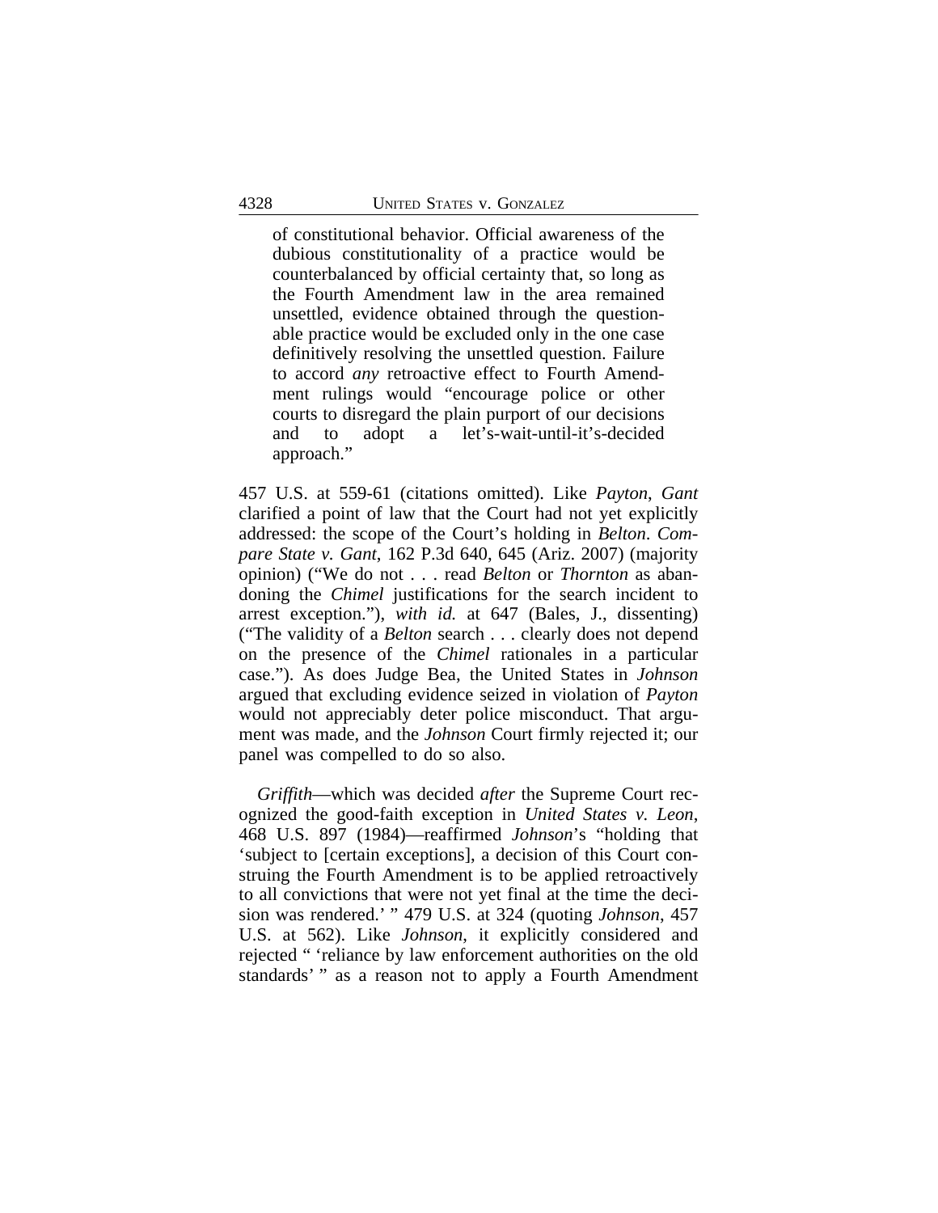> of constitutional behavior. Official awareness of the dubious constitutionality of a practice would be counterbalanced by official certainty that, so long as the Fourth Amendment law in the area remained unsettled, evidence obtained through the questionable practice would be excluded only in the one case definitively resolving the unsettled question. Failure to accord *any* retroactive effect to Fourth Amendment rulings would "encourage police or other courts to disregard the plain purport of our decisions and to adopt a let's-wait-until-it's-decided approach."

457 U.S. at 559-61 (citations omitted). Like *Payton*, *Gant* clarified a point of law that the Court had not yet explicitly addressed: the scope of the Court's holding in *Belton*. *Compare State v. Gant*, 162 P.3d 640, 645 (Ariz. 2007) (majority opinion) ("We do not . . . read *Belton* or *Thornton* as abandoning the *Chimel* justifications for the search incident to arrest exception."), *with id.* at 647 (Bales, J., dissenting) ("The validity of a *Belton* search . . . clearly does not depend on the presence of the *Chimel* rationales in a particular case."). As does Judge Bea, the United States in *Johnson* argued that excluding evidence seized in violation of *Payton* would not appreciably deter police misconduct. That argument was made, and the *Johnson* Court firmly rejected it; our panel was compelled to do so also.

*Griffith*—which was decided *after* the Supreme Court recognized the good-faith exception in *United States v. Leon*, 468 U.S. 897 (1984)—reaffirmed *Johnson*'s "holding that 'subject to [certain exceptions], a decision of this Court construing the Fourth Amendment is to be applied retroactively to all convictions that were not yet final at the time the decision was rendered.' " 479 U.S. at 324 (quoting *Johnson*, 457 U.S. at 562). Like *Johnson*, it explicitly considered and rejected " 'reliance by law enforcement authorities on the old standards' " as a reason not to apply a Fourth Amendment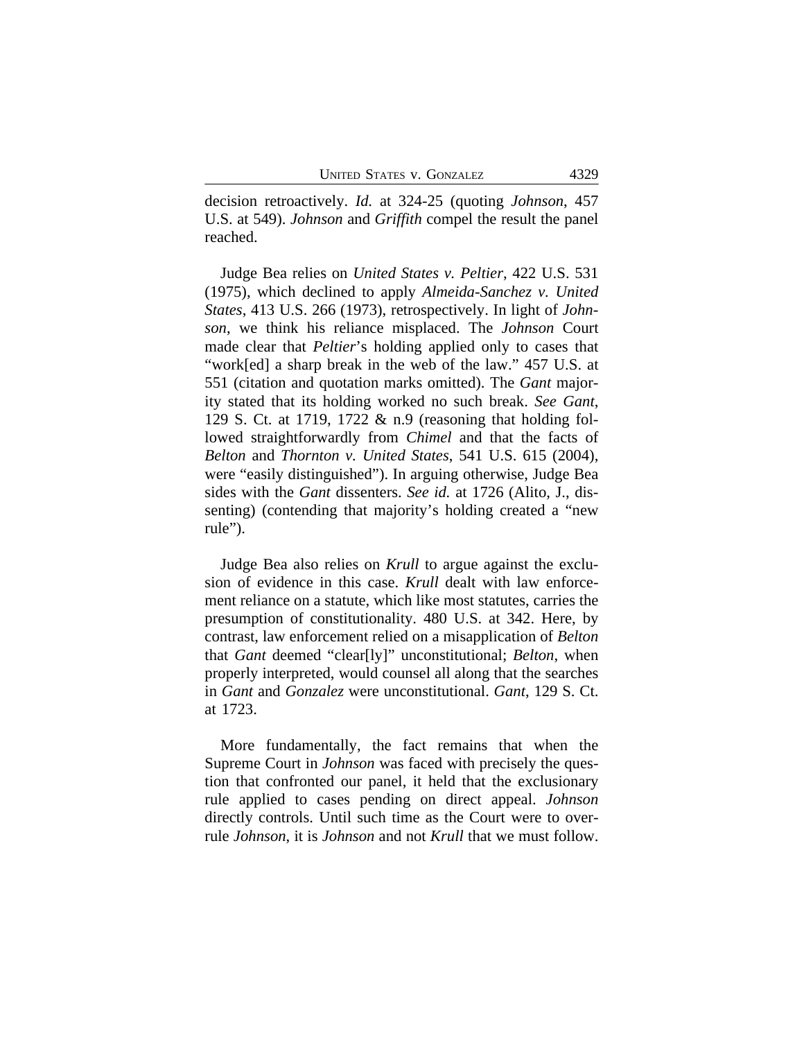decision retroactively. *Id.* at 324-25 (quoting *Johnson*, 457 U.S. at 549). *Johnson* and *Griffith* compel the result the panel reached.

Judge Bea relies on *United States v. Peltier*, 422 U.S. 531 (1975), which declined to apply *Almeida-Sanchez v. United States*, 413 U.S. 266 (1973), retrospectively. In light of *Johnson*, we think his reliance misplaced. The *Johnson* Court made clear that *Peltier*'s holding applied only to cases that "work[ed] a sharp break in the web of the law." 457 U.S. at 551 (citation and quotation marks omitted). The *Gant* majority stated that its holding worked no such break. *See Gant*, 129 S. Ct. at 1719, 1722 & n.9 (reasoning that holding followed straightforwardly from *Chimel* and that the facts of *Belton* and *Thornton v. United States*, 541 U.S. 615 (2004), were "easily distinguished"). In arguing otherwise, Judge Bea sides with the *Gant* dissenters. *See id.* at 1726 (Alito, J., dissenting) (contending that majority's holding created a "new rule").

Judge Bea also relies on *Krull* to argue against the exclusion of evidence in this case. *Krull* dealt with law enforcement reliance on a statute, which like most statutes, carries the presumption of constitutionality. 480 U.S. at 342. Here, by contrast, law enforcement relied on a misapplication of *Belton* that *Gant* deemed "clear[ly]" unconstitutional; *Belton*, when properly interpreted, would counsel all along that the searches in *Gant* and *Gonzalez* were unconstitutional. *Gant*, 129 S. Ct. at 1723.

More fundamentally, the fact remains that when the Supreme Court in *Johnson* was faced with precisely the question that confronted our panel, it held that the exclusionary rule applied to cases pending on direct appeal. *Johnson* directly controls. Until such time as the Court were to overrule *Johnson*, it is *Johnson* and not *Krull* that we must follow.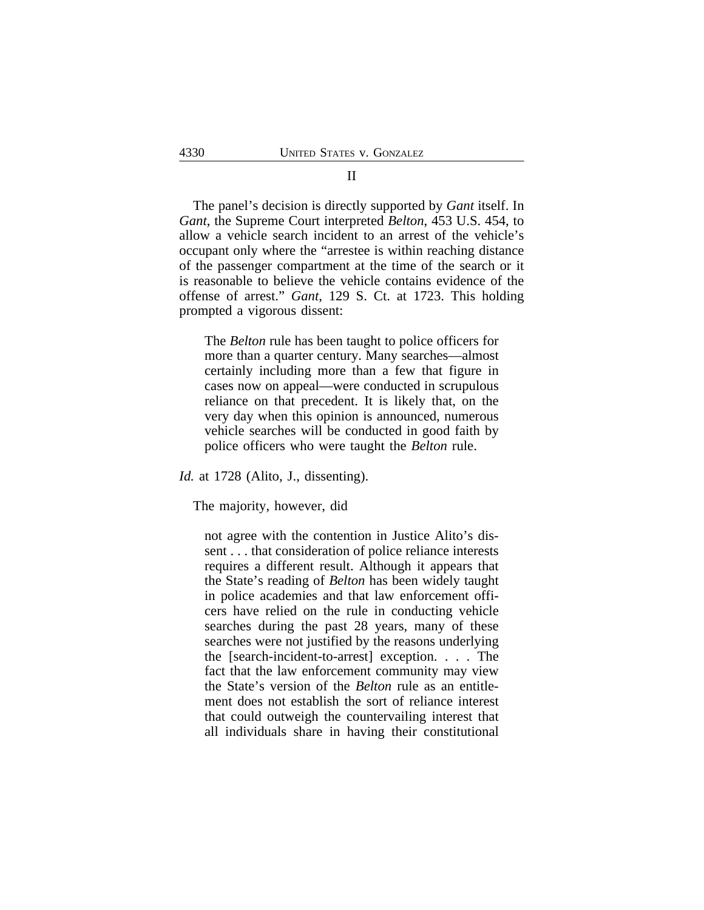## II

The panel's decision is directly supported by *Gant* itself. In *Gant*, the Supreme Court interpreted *Belton*, 453 U.S. 454, to allow a vehicle search incident to an arrest of the vehicle's occupant only where the "arrestee is within reaching distance of the passenger compartment at the time of the search or it is reasonable to believe the vehicle contains evidence of the offense of arrest." *Gant*, 129 S. Ct. at 1723. This holding prompted a vigorous dissent:

> The *Belton* rule has been taught to police officers for more than a quarter century. Many searches—almost certainly including more than a few that figure in cases now on appeal—were conducted in scrupulous reliance on that precedent. It is likely that, on the very day when this opinion is announced, numerous vehicle searches will be conducted in good faith by police officers who were taught the *Belton* rule.

*Id.* at 1728 (Alito, J., dissenting).

The majority, however, did

> not agree with the contention in Justice Alito's dissent . . . that consideration of police reliance interests requires a different result. Although it appears that the State's reading of *Belton* has been widely taught in police academies and that law enforcement officers have relied on the rule in conducting vehicle searches during the past 28 years, many of these searches were not justified by the reasons underlying the [search-incident-to-arrest] exception. . . . The fact that the law enforcement community may view the State's version of the *Belton* rule as an entitlement does not establish the sort of reliance interest that could outweigh the countervailing interest that all individuals share in having their constitutional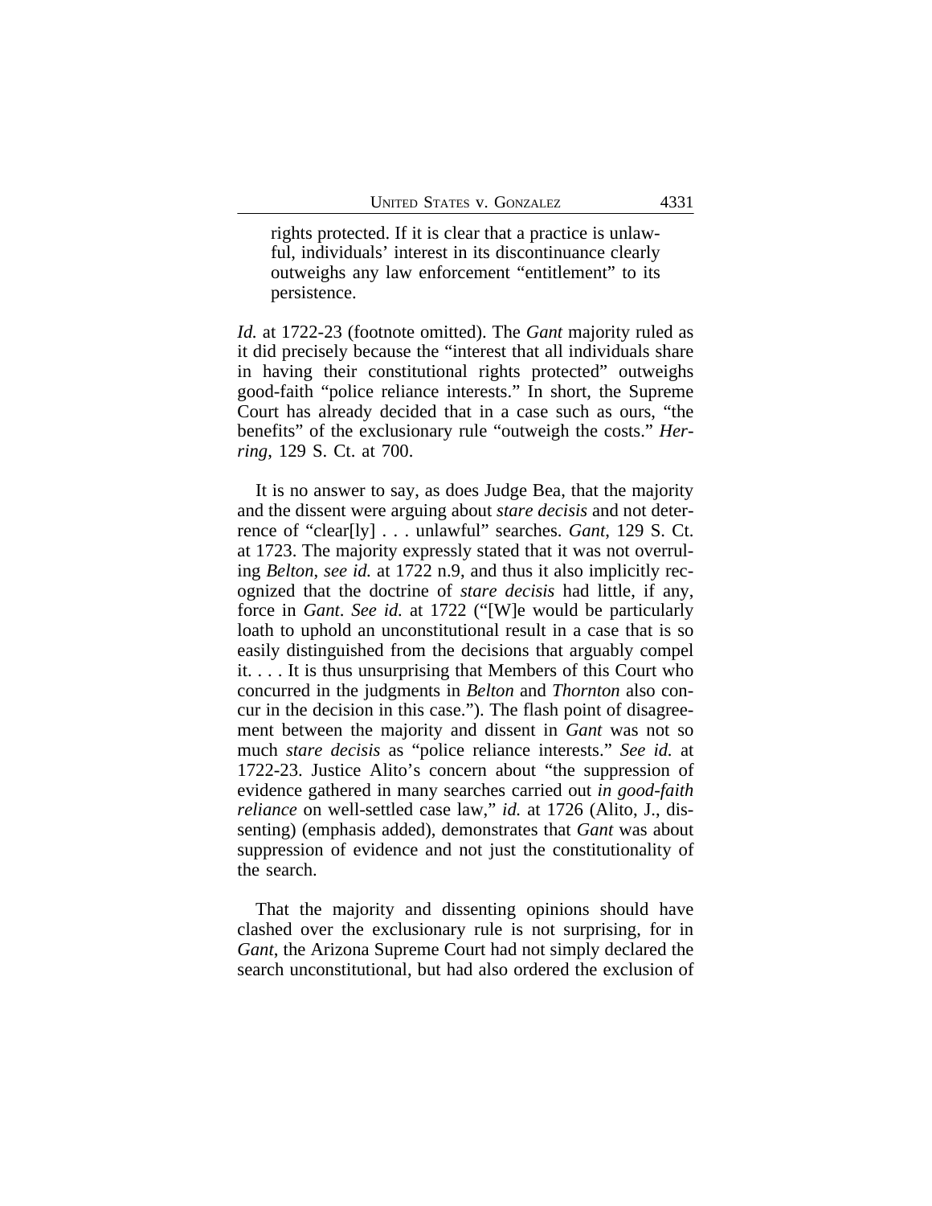> rights protected. If it is clear that a practice is unlawful, individuals' interest in its discontinuance clearly outweighs any law enforcement "entitlement" to its persistence.

*Id.* at 1722-23 (footnote omitted). The *Gant* majority ruled as it did precisely because the "interest that all individuals share in having their constitutional rights protected" outweighs good-faith "police reliance interests." In short, the Supreme Court has already decided that in a case such as ours, "the benefits" of the exclusionary rule "outweigh the costs." *Herring*, 129 S. Ct. at 700.

It is no answer to say, as does Judge Bea, that the majority and the dissent were arguing about *stare decisis* and not deterrence of "clear[ly] . . . unlawful" searches. *Gant*, 129 S. Ct. at 1723. The majority expressly stated that it was not overruling *Belton*, *see id.* at 1722 n.9, and thus it also implicitly recognized that the doctrine of *stare decisis* had little, if any, force in *Gant*. *See id.* at 1722 ("[W]e would be particularly loath to uphold an unconstitutional result in a case that is so easily distinguished from the decisions that arguably compel it. . . . It is thus unsurprising that Members of this Court who concurred in the judgments in *Belton* and *Thornton* also concur in the decision in this case."). The flash point of disagreement between the majority and dissent in *Gant* was not so much *stare decisis* as "police reliance interests." *See id.* at 1722-23. Justice Alito's concern about "the suppression of evidence gathered in many searches carried out *in good-faith reliance* on well-settled case law," *id.* at 1726 (Alito, J., dissenting) (emphasis added), demonstrates that *Gant* was about suppression of evidence and not just the constitutionality of the search.

That the majority and dissenting opinions should have clashed over the exclusionary rule is not surprising, for in *Gant*, the Arizona Supreme Court had not simply declared the search unconstitutional, but had also ordered the exclusion of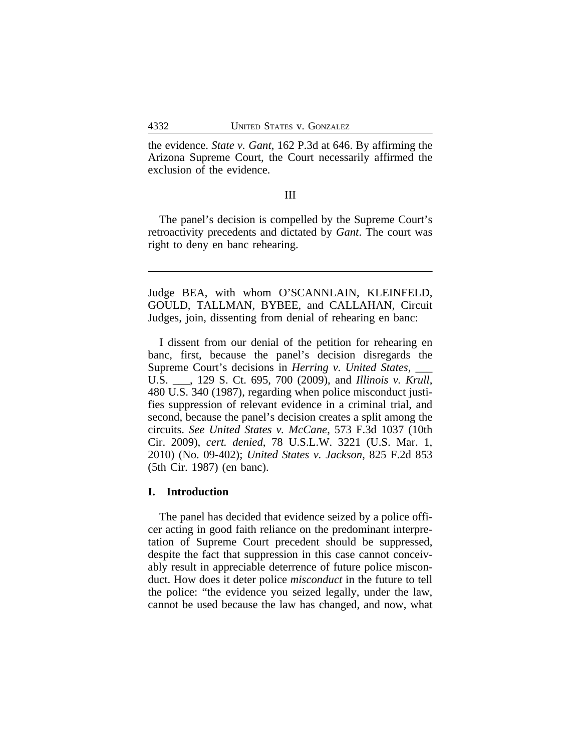the evidence. *State v. Gant*, 162 P.3d at 646. By affirming the Arizona Supreme Court, the Court necessarily affirmed the exclusion of the evidence.

III

The panel's decision is compelled by the Supreme Court's retroactivity precedents and dictated by *Gant*. The court was right to deny en banc rehearing.

---

Judge BEA, with whom O'SCANNLAIN, KLEINFELD, GOULD, TALLMAN, BYBEE, and CALLAHAN, Circuit Judges, join, dissenting from denial of rehearing en banc:

I dissent from our denial of the petition for rehearing en banc, first, because the panel's decision disregards the Supreme Court's decisions in *Herring v. United States*, ___ U.S. ___, 129 S. Ct. 695, 700 (2009), and *Illinois v. Krull*, 480 U.S. 340 (1987), regarding when police misconduct justifies suppression of relevant evidence in a criminal trial, and second, because the panel's decision creates a split among the circuits. *See United States v. McCane*, 573 F.3d 1037 (10th Cir. 2009), *cert. denied*, 78 U.S.L.W. 3221 (U.S. Mar. 1, 2010) (No. 09-402); *United States v. Jackson*, 825 F.2d 853 (5th Cir. 1987) (en banc).

## I. Introduction

The panel has decided that evidence seized by a police officer acting in good faith reliance on the predominant interpretation of Supreme Court precedent should be suppressed, despite the fact that suppression in this case cannot conceivably result in appreciable deterrence of future police misconduct. How does it deter police *misconduct* in the future to tell the police: "the evidence you seized legally, under the law, cannot be used because the law has changed, and now, what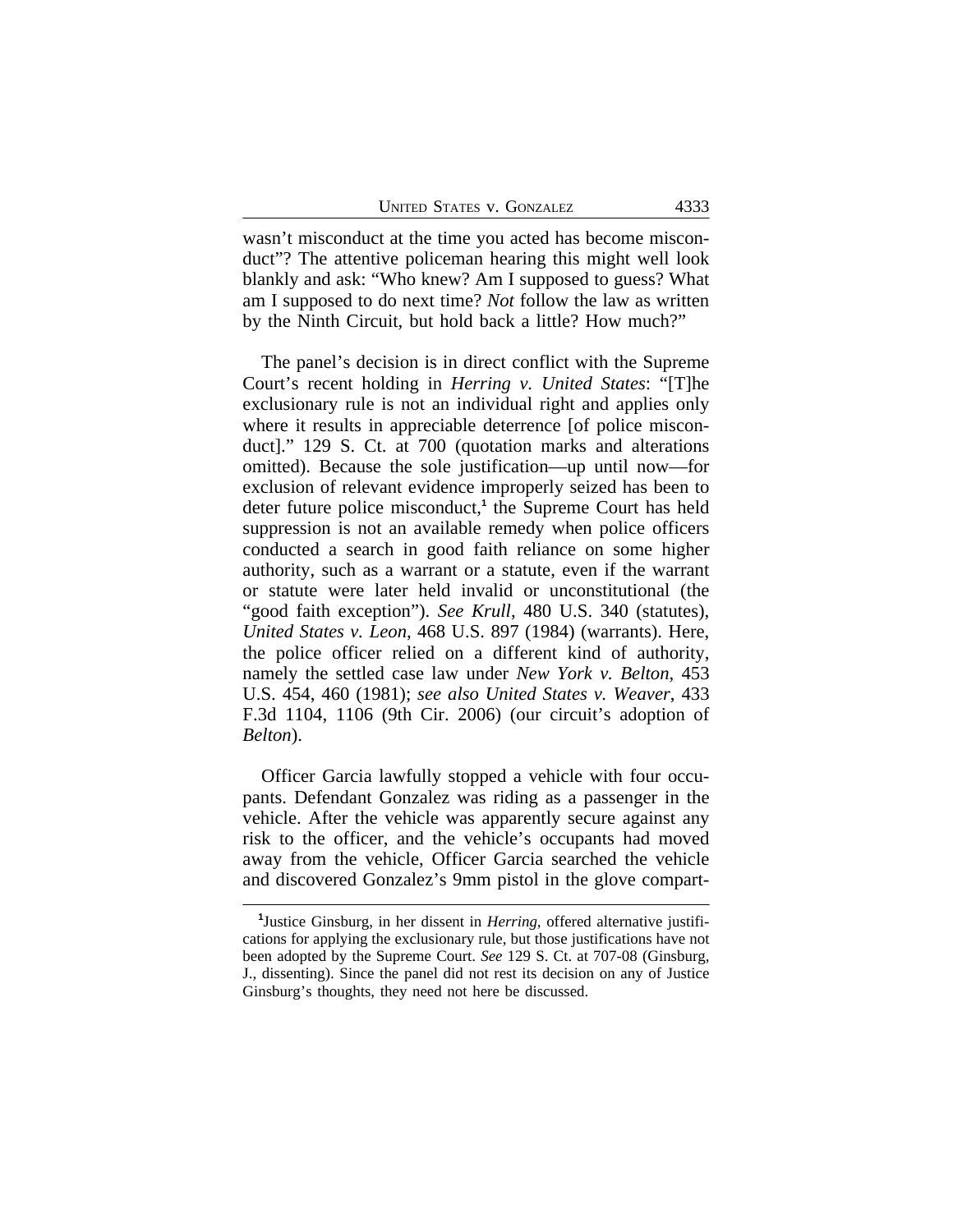wasn't misconduct at the time you acted has become misconduct"? The attentive policeman hearing this might well look blankly and ask: "Who knew? Am I supposed to guess? What am I supposed to do next time? *Not* follow the law as written by the Ninth Circuit, but hold back a little? How much?"

The panel's decision is in direct conflict with the Supreme Court's recent holding in *Herring v. United States*: "[T]he exclusionary rule is not an individual right and applies only where it results in appreciable deterrence [of police misconduct]." 129 S. Ct. at 700 (quotation marks and alterations omitted). Because the sole justification—up until now—for exclusion of relevant evidence improperly seized has been to deter future police misconduct,[1] the Supreme Court has held suppression is not an available remedy when police officers conducted a search in good faith reliance on some higher authority, such as a warrant or a statute, even if the warrant or statute were later held invalid or unconstitutional (the "good faith exception"). *See Krull*, 480 U.S. 340 (statutes), *United States v. Leon*, 468 U.S. 897 (1984) (warrants). Here, the police officer relied on a different kind of authority, namely the settled case law under *New York v. Belton*, 453 U.S. 454, 460 (1981); *see also United States v. Weaver*, 433 F.3d 1104, 1106 (9th Cir. 2006) (our circuit's adoption of *Belton*).

Officer Garcia lawfully stopped a vehicle with four occupants. Defendant Gonzalez was riding as a passenger in the vehicle. After the vehicle was apparently secure against any risk to the officer, and the vehicle's occupants had moved away from the vehicle, Officer Garcia searched the vehicle and discovered Gonzalez's 9mm pistol in the glove compart-

[1] Justice Ginsburg, in her dissent in *Herring*, offered alternative justifications for applying the exclusionary rule, but those justifications have not been adopted by the Supreme Court. *See* 129 S. Ct. at 707-08 (Ginsburg, J., dissenting). Since the panel did not rest its decision on any of Justice Ginsburg's thoughts, they need not here be discussed.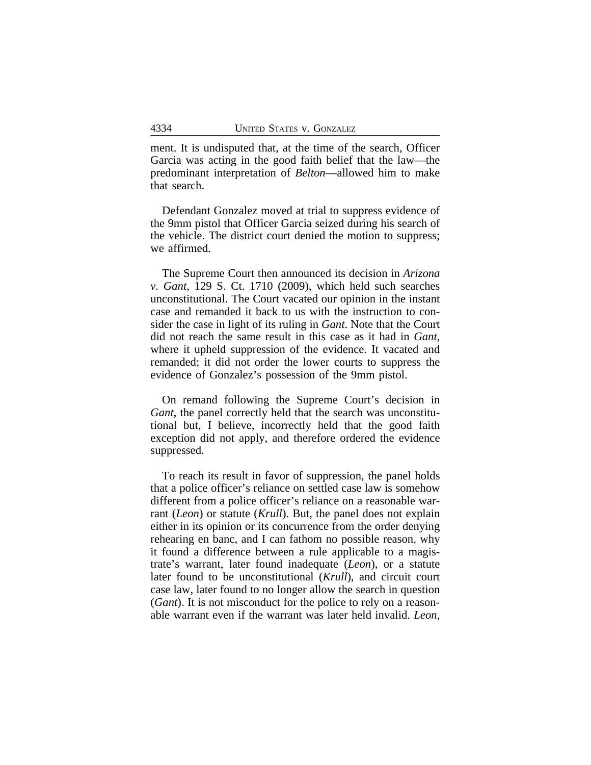ment. It is undisputed that, at the time of the search, Officer Garcia was acting in the good faith belief that the law—the predominant interpretation of *Belton*—allowed him to make that search.

Defendant Gonzalez moved at trial to suppress evidence of the 9mm pistol that Officer Garcia seized during his search of the vehicle. The district court denied the motion to suppress; we affirmed.

The Supreme Court then announced its decision in *Arizona v. Gant*, 129 S. Ct. 1710 (2009), which held such searches unconstitutional. The Court vacated our opinion in the instant case and remanded it back to us with the instruction to consider the case in light of its ruling in *Gant*. Note that the Court did not reach the same result in this case as it had in *Gant*, where it upheld suppression of the evidence. It vacated and remanded; it did not order the lower courts to suppress the evidence of Gonzalez's possession of the 9mm pistol.

On remand following the Supreme Court's decision in *Gant*, the panel correctly held that the search was unconstitutional but, I believe, incorrectly held that the good faith exception did not apply, and therefore ordered the evidence suppressed.

To reach its result in favor of suppression, the panel holds that a police officer's reliance on settled case law is somehow different from a police officer's reliance on a reasonable warrant (*Leon*) or statute (*Krull*). But, the panel does not explain either in its opinion or its concurrence from the order denying rehearing en banc, and I can fathom no possible reason, why it found a difference between a rule applicable to a magistrate's warrant, later found inadequate (*Leon*), or a statute later found to be unconstitutional (*Krull*), and circuit court case law, later found to no longer allow the search in question (*Gant*). It is not misconduct for the police to rely on a reasonable warrant even if the warrant was later held invalid. *Leon*,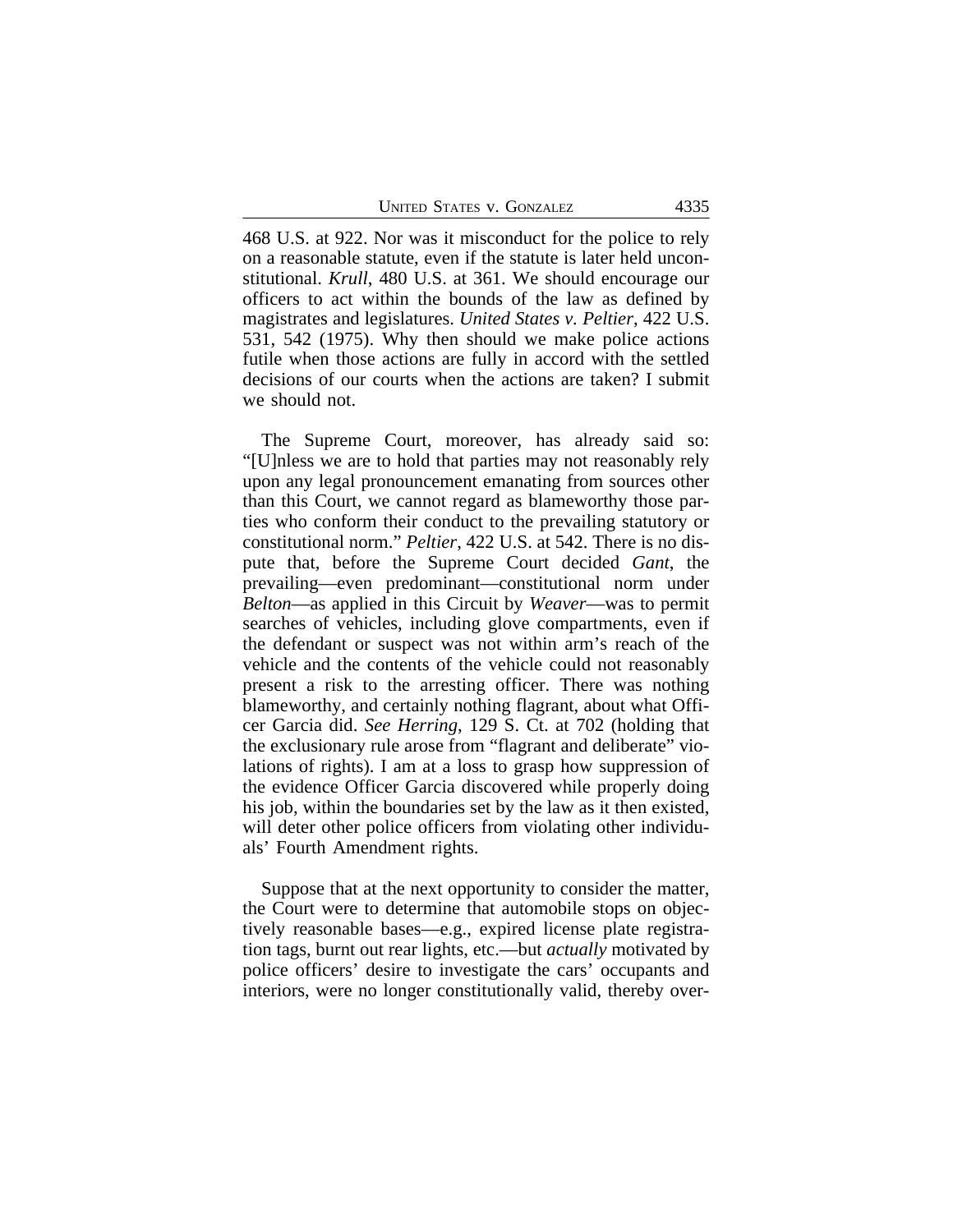468 U.S. at 922. Nor was it misconduct for the police to rely on a reasonable statute, even if the statute is later held unconstitutional. *Krull*, 480 U.S. at 361. We should encourage our officers to act within the bounds of the law as defined by magistrates and legislatures. *United States v. Peltier*, 422 U.S. 531, 542 (1975). Why then should we make police actions futile when those actions are fully in accord with the settled decisions of our courts when the actions are taken? I submit we should not.

The Supreme Court, moreover, has already said so: "[U]nless we are to hold that parties may not reasonably rely upon any legal pronouncement emanating from sources other than this Court, we cannot regard as blameworthy those parties who conform their conduct to the prevailing statutory or constitutional norm." *Peltier*, 422 U.S. at 542. There is no dispute that, before the Supreme Court decided *Gant*, the prevailing—even predominant—constitutional norm under *Belton*—as applied in this Circuit by *Weaver*—was to permit searches of vehicles, including glove compartments, even if the defendant or suspect was not within arm's reach of the vehicle and the contents of the vehicle could not reasonably present a risk to the arresting officer. There was nothing blameworthy, and certainly nothing flagrant, about what Officer Garcia did. *See Herring*, 129 S. Ct. at 702 (holding that the exclusionary rule arose from "flagrant and deliberate" violations of rights). I am at a loss to grasp how suppression of the evidence Officer Garcia discovered while properly doing his job, within the boundaries set by the law as it then existed, will deter other police officers from violating other individuals' Fourth Amendment rights.

Suppose that at the next opportunity to consider the matter, the Court were to determine that automobile stops on objectively reasonable bases—e.g., expired license plate registration tags, burnt out rear lights, etc.—but *actually* motivated by police officers' desire to investigate the cars' occupants and interiors, were no longer constitutionally valid, thereby over-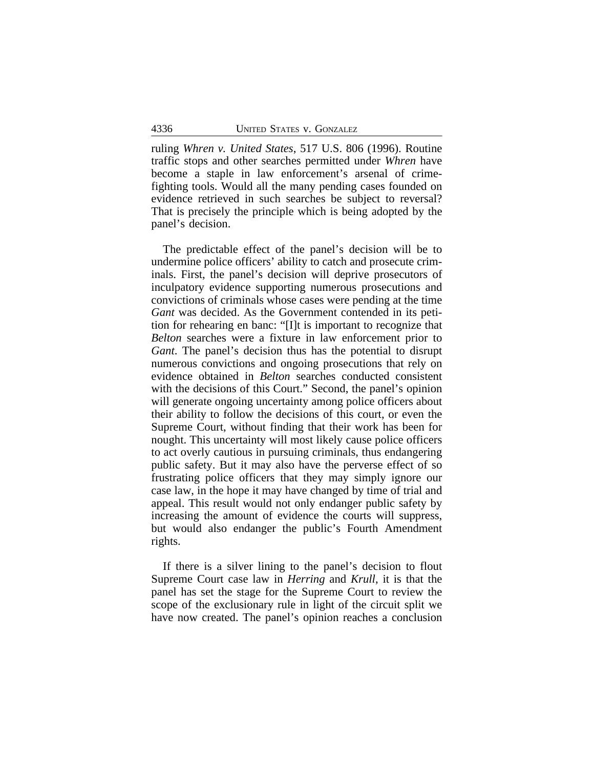ruling *Whren v. United States*, 517 U.S. 806 (1996). Routine traffic stops and other searches permitted under *Whren* have become a staple in law enforcement's arsenal of crime-fighting tools. Would all the many pending cases founded on evidence retrieved in such searches be subject to reversal? That is precisely the principle which is being adopted by the panel's decision.

The predictable effect of the panel's decision will be to undermine police officers' ability to catch and prosecute criminals. First, the panel's decision will deprive prosecutors of inculpatory evidence supporting numerous prosecutions and convictions of criminals whose cases were pending at the time *Gant* was decided. As the Government contended in its petition for rehearing en banc: "[I]t is important to recognize that *Belton* searches were a fixture in law enforcement prior to *Gant*. The panel's decision thus has the potential to disrupt numerous convictions and ongoing prosecutions that rely on evidence obtained in *Belton* searches conducted consistent with the decisions of this Court." Second, the panel's opinion will generate ongoing uncertainty among police officers about their ability to follow the decisions of this court, or even the Supreme Court, without finding that their work has been for nought. This uncertainty will most likely cause police officers to act overly cautious in pursuing criminals, thus endangering public safety. But it may also have the perverse effect of so frustrating police officers that they may simply ignore our case law, in the hope it may have changed by time of trial and appeal. This result would not only endanger public safety by increasing the amount of evidence the courts will suppress, but would also endanger the public's Fourth Amendment rights.

If there is a silver lining to the panel's decision to flout Supreme Court case law in *Herring* and *Krull*, it is that the panel has set the stage for the Supreme Court to review the scope of the exclusionary rule in light of the circuit split we have now created. The panel's opinion reaches a conclusion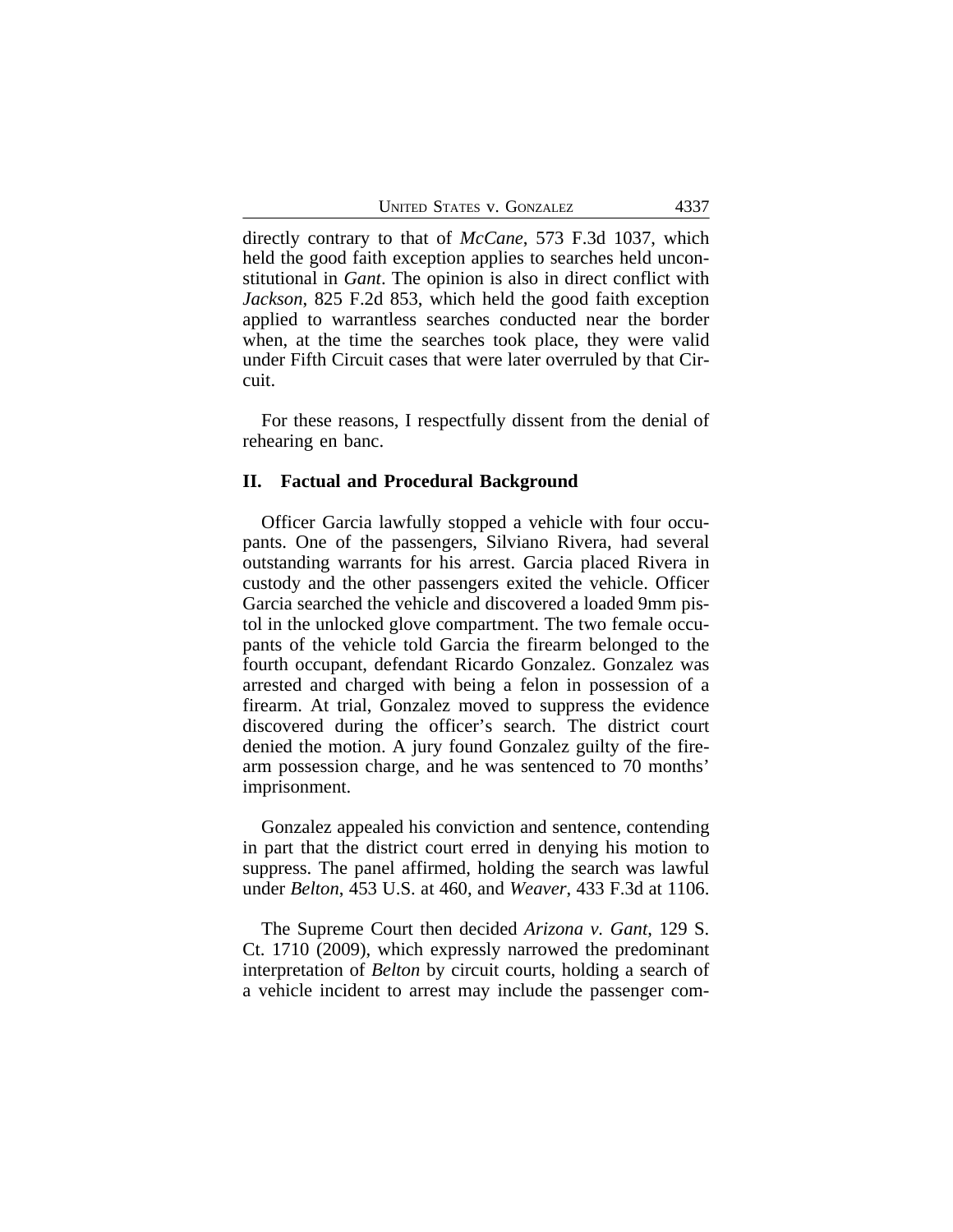directly contrary to that of *McCane*, 573 F.3d 1037, which held the good faith exception applies to searches held unconstitutional in *Gant*. The opinion is also in direct conflict with *Jackson*, 825 F.2d 853, which held the good faith exception applied to warrantless searches conducted near the border when, at the time the searches took place, they were valid under Fifth Circuit cases that were later overruled by that Circuit.

For these reasons, I respectfully dissent from the denial of rehearing en banc.

## II. Factual and Procedural Background

Officer Garcia lawfully stopped a vehicle with four occupants. One of the passengers, Silviano Rivera, had several outstanding warrants for his arrest. Garcia placed Rivera in custody and the other passengers exited the vehicle. Officer Garcia searched the vehicle and discovered a loaded 9mm pistol in the unlocked glove compartment. The two female occupants of the vehicle told Garcia the firearm belonged to the fourth occupant, defendant Ricardo Gonzalez. Gonzalez was arrested and charged with being a felon in possession of a firearm. At trial, Gonzalez moved to suppress the evidence discovered during the officer's search. The district court denied the motion. A jury found Gonzalez guilty of the firearm possession charge, and he was sentenced to 70 months' imprisonment.

Gonzalez appealed his conviction and sentence, contending in part that the district court erred in denying his motion to suppress. The panel affirmed, holding the search was lawful under *Belton*, 453 U.S. at 460, and *Weaver*, 433 F.3d at 1106.

The Supreme Court then decided *Arizona v. Gant*, 129 S. Ct. 1710 (2009), which expressly narrowed the predominant interpretation of *Belton* by circuit courts, holding a search of a vehicle incident to arrest may include the passenger com-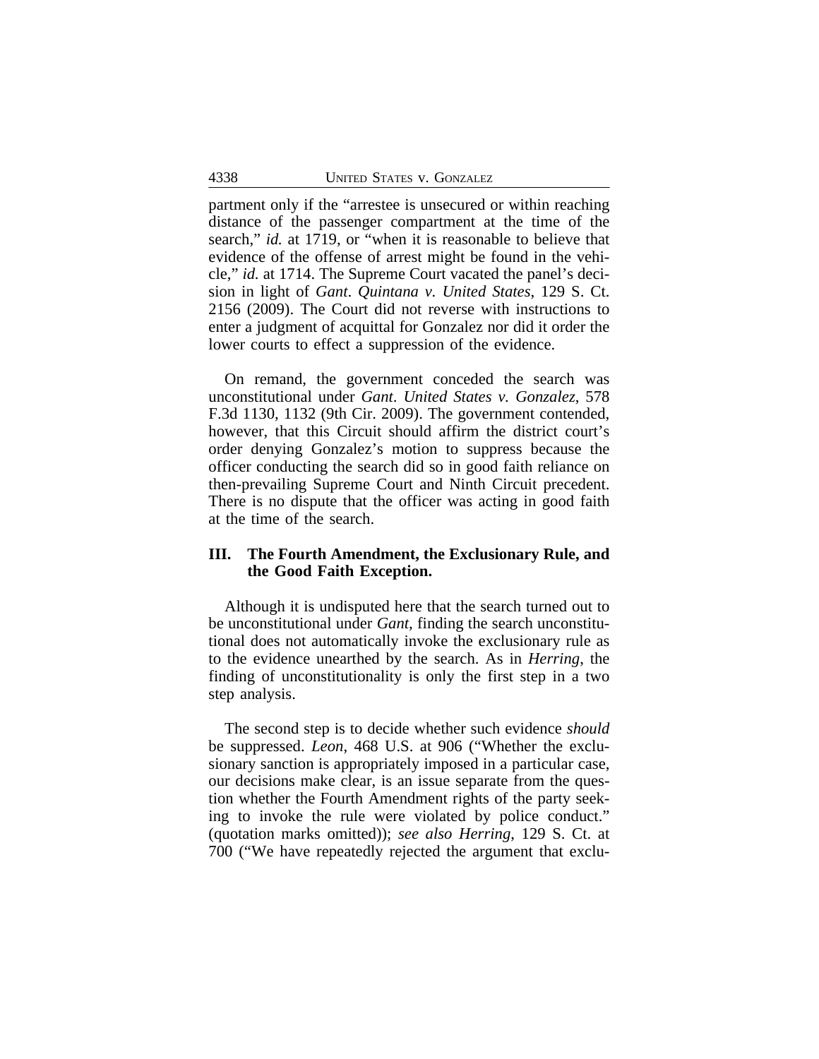partment only if the "arrestee is unsecured or within reaching distance of the passenger compartment at the time of the search," *id.* at 1719, or "when it is reasonable to believe that evidence of the offense of arrest might be found in the vehicle," *id.* at 1714. The Supreme Court vacated the panel's decision in light of *Gant*. *Quintana v. United States*, 129 S. Ct. 2156 (2009). The Court did not reverse with instructions to enter a judgment of acquittal for Gonzalez nor did it order the lower courts to effect a suppression of the evidence.

On remand, the government conceded the search was unconstitutional under *Gant*. *United States v. Gonzalez*, 578 F.3d 1130, 1132 (9th Cir. 2009). The government contended, however, that this Circuit should affirm the district court's order denying Gonzalez's motion to suppress because the officer conducting the search did so in good faith reliance on then-prevailing Supreme Court and Ninth Circuit precedent. There is no dispute that the officer was acting in good faith at the time of the search.

## III. The Fourth Amendment, the Exclusionary Rule, and the Good Faith Exception.

Although it is undisputed here that the search turned out to be unconstitutional under *Gant*, finding the search unconstitutional does not automatically invoke the exclusionary rule as to the evidence unearthed by the search. As in *Herring*, the finding of unconstitutionality is only the first step in a two step analysis.

The second step is to decide whether such evidence *should* be suppressed. *Leon*, 468 U.S. at 906 ("Whether the exclusionary sanction is appropriately imposed in a particular case, our decisions make clear, is an issue separate from the question whether the Fourth Amendment rights of the party seeking to invoke the rule were violated by police conduct." (quotation marks omitted)); *see also Herring*, 129 S. Ct. at 700 ("We have repeatedly rejected the argument that exclu-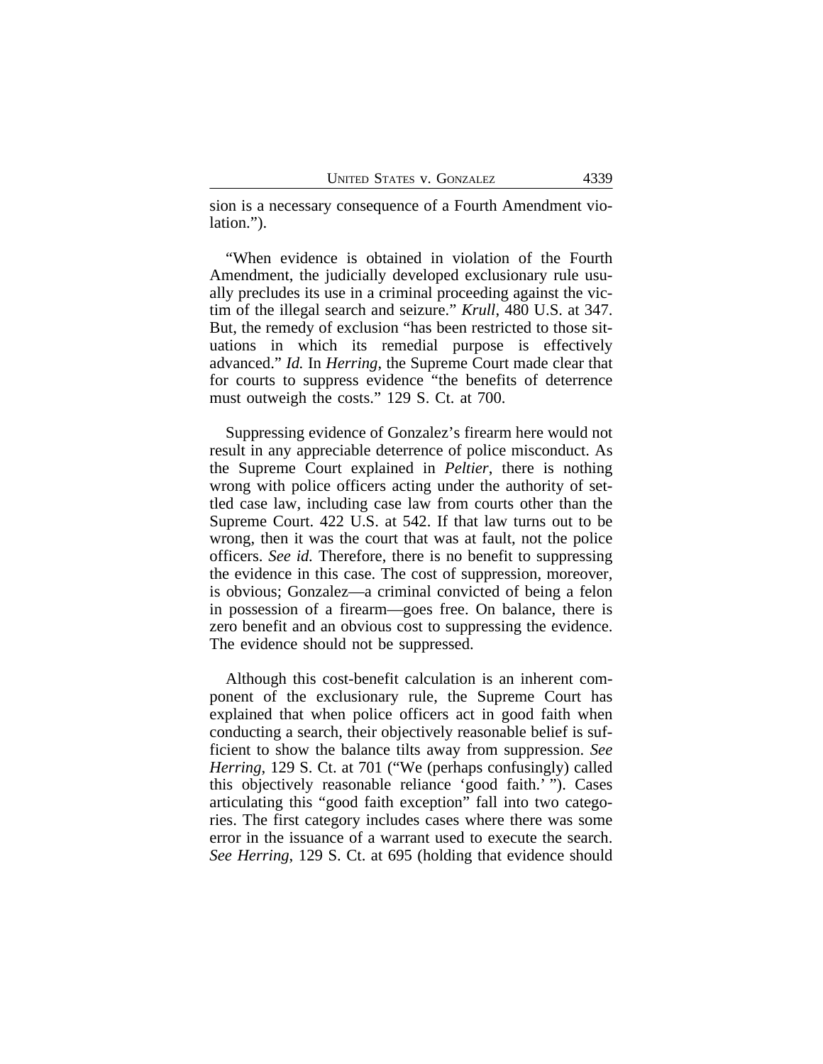sion is a necessary consequence of a Fourth Amendment violation.").

"When evidence is obtained in violation of the Fourth Amendment, the judicially developed exclusionary rule usually precludes its use in a criminal proceeding against the victim of the illegal search and seizure." *Krull*, 480 U.S. at 347. But, the remedy of exclusion "has been restricted to those situations in which its remedial purpose is effectively advanced." *Id.* In *Herring*, the Supreme Court made clear that for courts to suppress evidence "the benefits of deterrence must outweigh the costs." 129 S. Ct. at 700.

Suppressing evidence of Gonzalez's firearm here would not result in any appreciable deterrence of police misconduct. As the Supreme Court explained in *Peltier*, there is nothing wrong with police officers acting under the authority of settled case law, including case law from courts other than the Supreme Court. 422 U.S. at 542. If that law turns out to be wrong, then it was the court that was at fault, not the police officers. *See id.* Therefore, there is no benefit to suppressing the evidence in this case. The cost of suppression, moreover, is obvious; Gonzalez—a criminal convicted of being a felon in possession of a firearm—goes free. On balance, there is zero benefit and an obvious cost to suppressing the evidence. The evidence should not be suppressed.

Although this cost-benefit calculation is an inherent component of the exclusionary rule, the Supreme Court has explained that when police officers act in good faith when conducting a search, their objectively reasonable belief is sufficient to show the balance tilts away from suppression. *See Herring*, 129 S. Ct. at 701 ("We (perhaps confusingly) called this objectively reasonable reliance 'good faith.' "). Cases articulating this "good faith exception" fall into two categories. The first category includes cases where there was some error in the issuance of a warrant used to execute the search. *See Herring*, 129 S. Ct. at 695 (holding that evidence should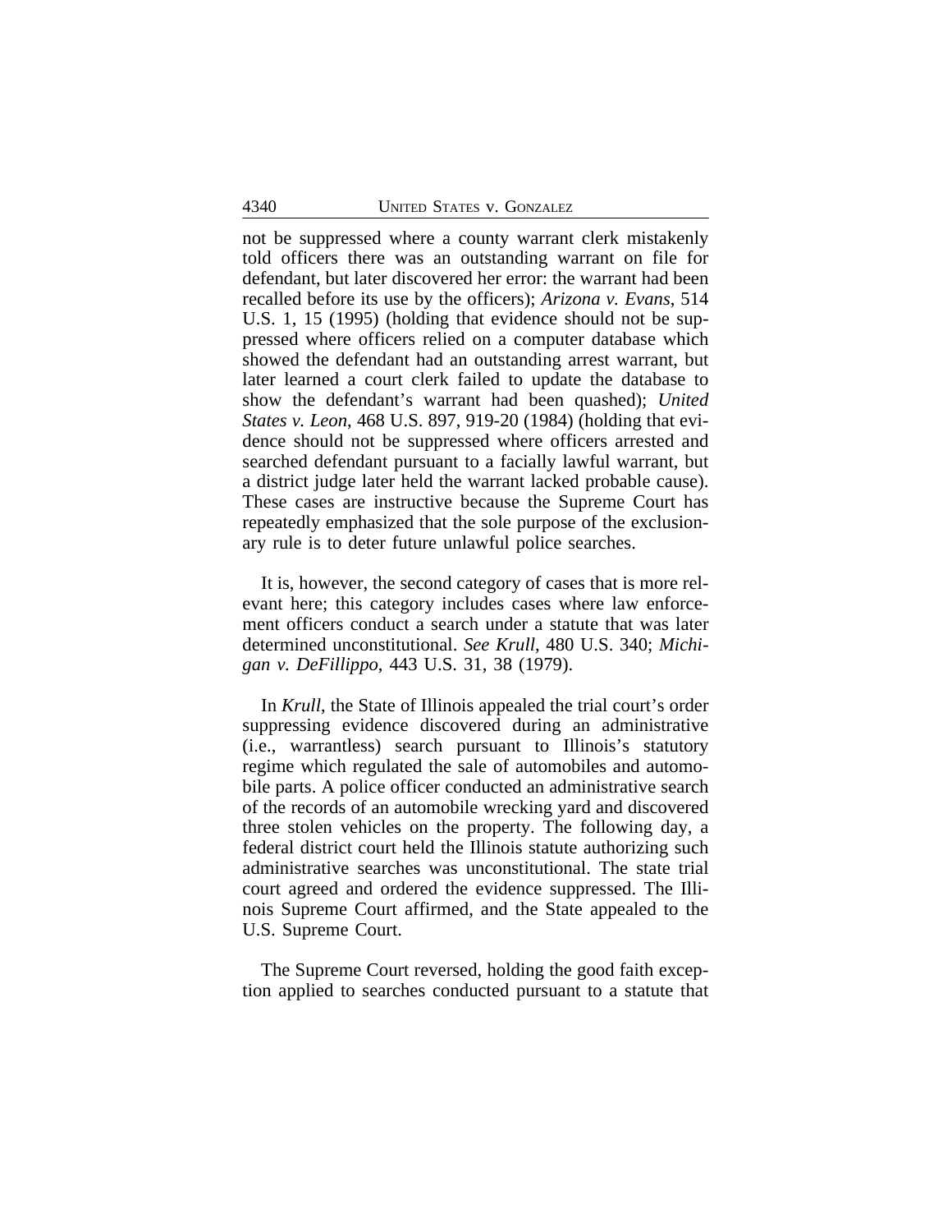not be suppressed where a county warrant clerk mistakenly told officers there was an outstanding warrant on file for defendant, but later discovered her error: the warrant had been recalled before its use by the officers); *Arizona v. Evans*, 514 U.S. 1, 15 (1995) (holding that evidence should not be suppressed where officers relied on a computer database which showed the defendant had an outstanding arrest warrant, but later learned a court clerk failed to update the database to show the defendant's warrant had been quashed); *United States v. Leon*, 468 U.S. 897, 919-20 (1984) (holding that evidence should not be suppressed where officers arrested and searched defendant pursuant to a facially lawful warrant, but a district judge later held the warrant lacked probable cause). These cases are instructive because the Supreme Court has repeatedly emphasized that the sole purpose of the exclusionary rule is to deter future unlawful police searches.

It is, however, the second category of cases that is more relevant here; this category includes cases where law enforcement officers conduct a search under a statute that was later determined unconstitutional. *See Krull*, 480 U.S. 340; *Michigan v. DeFillippo*, 443 U.S. 31, 38 (1979).

In *Krull*, the State of Illinois appealed the trial court's order suppressing evidence discovered during an administrative (i.e., warrantless) search pursuant to Illinois's statutory regime which regulated the sale of automobiles and automobile parts. A police officer conducted an administrative search of the records of an automobile wrecking yard and discovered three stolen vehicles on the property. The following day, a federal district court held the Illinois statute authorizing such administrative searches was unconstitutional. The state trial court agreed and ordered the evidence suppressed. The Illinois Supreme Court affirmed, and the State appealed to the U.S. Supreme Court.

The Supreme Court reversed, holding the good faith exception applied to searches conducted pursuant to a statute that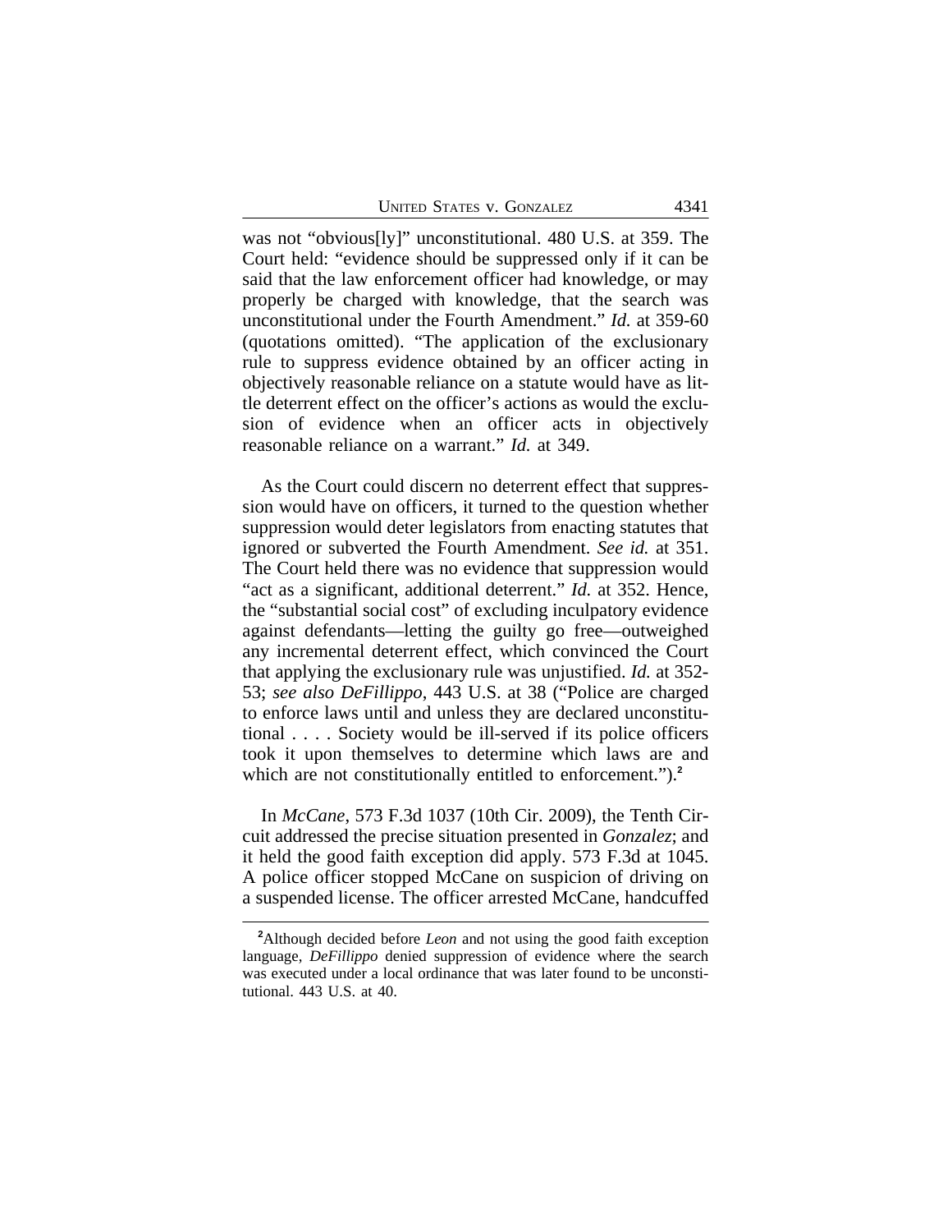was not "obvious[ly]" unconstitutional. 480 U.S. at 359. The Court held: "evidence should be suppressed only if it can be said that the law enforcement officer had knowledge, or may properly be charged with knowledge, that the search was unconstitutional under the Fourth Amendment." *Id.* at 359-60 (quotations omitted). "The application of the exclusionary rule to suppress evidence obtained by an officer acting in objectively reasonable reliance on a statute would have as little deterrent effect on the officer's actions as would the exclusion of evidence when an officer acts in objectively reasonable reliance on a warrant." *Id.* at 349.

As the Court could discern no deterrent effect that suppression would have on officers, it turned to the question whether suppression would deter legislators from enacting statutes that ignored or subverted the Fourth Amendment. *See id.* at 351. The Court held there was no evidence that suppression would "act as a significant, additional deterrent." *Id.* at 352. Hence, the "substantial social cost" of excluding inculpatory evidence against defendants—letting the guilty go free—outweighed any incremental deterrent effect, which convinced the Court that applying the exclusionary rule was unjustified. *Id.* at 352-53; *see also DeFillippo*, 443 U.S. at 38 ("Police are charged to enforce laws until and unless they are declared unconstitutional . . . . Society would be ill-served if its police officers took it upon themselves to determine which laws are and which are not constitutionally entitled to enforcement.").[2]

In *McCane*, 573 F.3d 1037 (10th Cir. 2009), the Tenth Circuit addressed the precise situation presented in *Gonzalez*; and it held the good faith exception did apply. 573 F.3d at 1045. A police officer stopped McCane on suspicion of driving on a suspended license. The officer arrested McCane, handcuffed

[2]Although decided before *Leon* and not using the good faith exception language, *DeFillippo* denied suppression of evidence where the search was executed under a local ordinance that was later found to be unconstitutional. 443 U.S. at 40.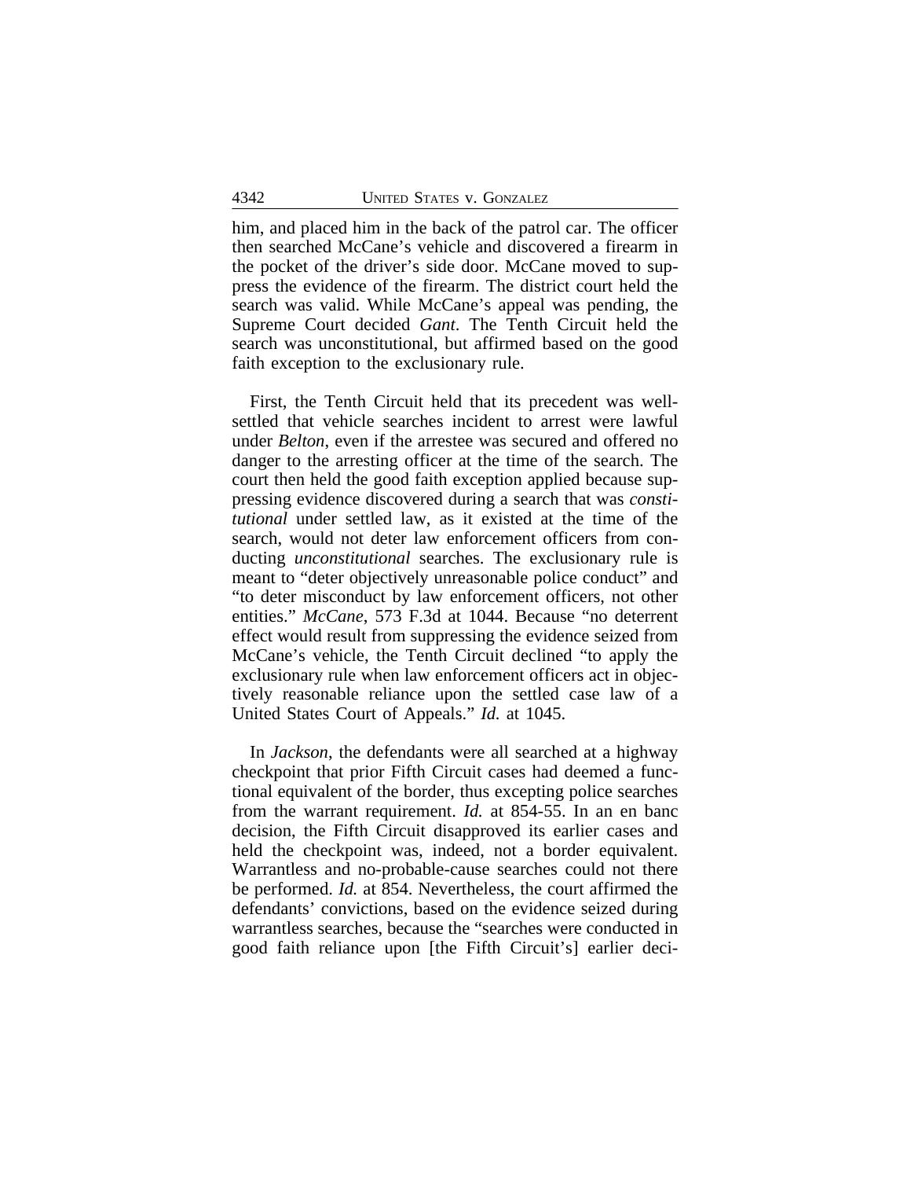him, and placed him in the back of the patrol car. The officer then searched McCane's vehicle and discovered a firearm in the pocket of the driver's side door. McCane moved to suppress the evidence of the firearm. The district court held the search was valid. While McCane's appeal was pending, the Supreme Court decided *Gant*. The Tenth Circuit held the search was unconstitutional, but affirmed based on the good faith exception to the exclusionary rule.

First, the Tenth Circuit held that its precedent was well-settled that vehicle searches incident to arrest were lawful under *Belton*, even if the arrestee was secured and offered no danger to the arresting officer at the time of the search. The court then held the good faith exception applied because suppressing evidence discovered during a search that was *constitutional* under settled law, as it existed at the time of the search, would not deter law enforcement officers from conducting *unconstitutional* searches. The exclusionary rule is meant to "deter objectively unreasonable police conduct" and "to deter misconduct by law enforcement officers, not other entities." *McCane*, 573 F.3d at 1044. Because "no deterrent effect would result from suppressing the evidence seized from McCane's vehicle, the Tenth Circuit declined "to apply the exclusionary rule when law enforcement officers act in objectively reasonable reliance upon the settled case law of a United States Court of Appeals." *Id.* at 1045.

In *Jackson*, the defendants were all searched at a highway checkpoint that prior Fifth Circuit cases had deemed a functional equivalent of the border, thus excepting police searches from the warrant requirement. *Id.* at 854-55. In an en banc decision, the Fifth Circuit disapproved its earlier cases and held the checkpoint was, indeed, not a border equivalent. Warrantless and no-probable-cause searches could not there be performed. *Id.* at 854. Nevertheless, the court affirmed the defendants' convictions, based on the evidence seized during warrantless searches, because the "searches were conducted in good faith reliance upon [the Fifth Circuit's] earlier deci-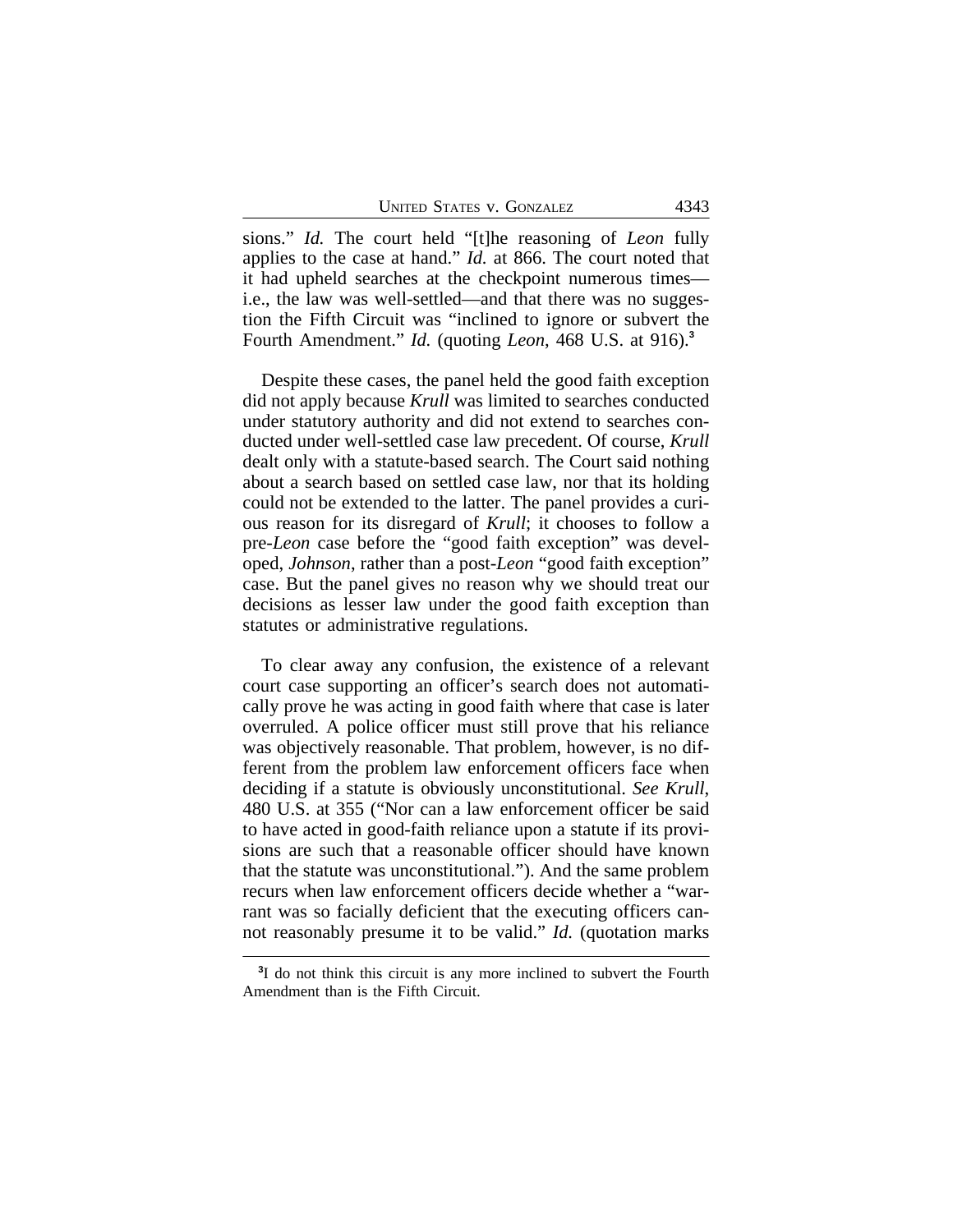sions." *Id.* The court held "[t]he reasoning of *Leon* fully applies to the case at hand." *Id.* at 866. The court noted that it had upheld searches at the checkpoint numerous times—i.e., the law was well-settled—and that there was no suggestion the Fifth Circuit was "inclined to ignore or subvert the Fourth Amendment." *Id.* (quoting *Leon*, 468 U.S. at 916).[3]

Despite these cases, the panel held the good faith exception did not apply because *Krull* was limited to searches conducted under statutory authority and did not extend to searches conducted under well-settled case law precedent. Of course, *Krull* dealt only with a statute-based search. The Court said nothing about a search based on settled case law, nor that its holding could not be extended to the latter. The panel provides a curious reason for its disregard of *Krull*; it chooses to follow a pre-*Leon* case before the "good faith exception" was developed, *Johnson*, rather than a post-*Leon* "good faith exception" case. But the panel gives no reason why we should treat our decisions as lesser law under the good faith exception than statutes or administrative regulations.

To clear away any confusion, the existence of a relevant court case supporting an officer's search does not automatically prove he was acting in good faith where that case is later overruled. A police officer must still prove that his reliance was objectively reasonable. That problem, however, is no different from the problem law enforcement officers face when deciding if a statute is obviously unconstitutional. *See Krull*, 480 U.S. at 355 ("Nor can a law enforcement officer be said to have acted in good-faith reliance upon a statute if its provisions are such that a reasonable officer should have known that the statute was unconstitutional."). And the same problem recurs when law enforcement officers decide whether a "warrant was so facially deficient that the executing officers cannot reasonably presume it to be valid." *Id.* (quotation marks

[3] I do not think this circuit is any more inclined to subvert the Fourth Amendment than is the Fifth Circuit.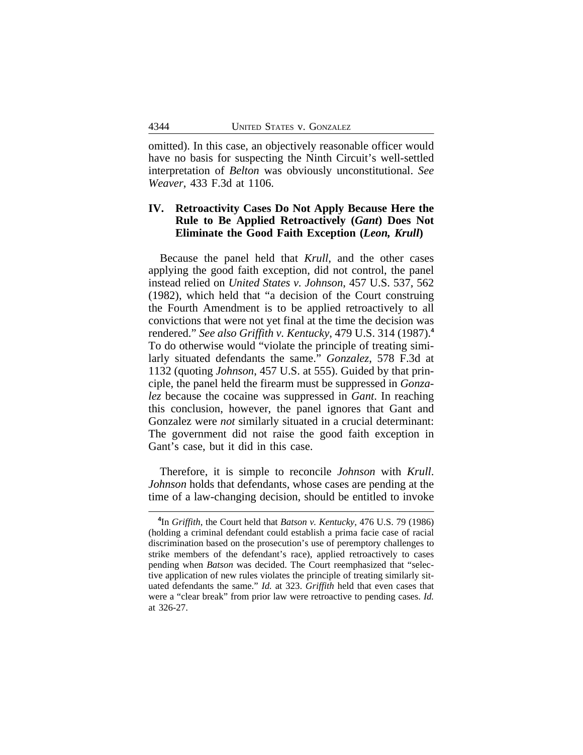omitted). In this case, an objectively reasonable officer would have no basis for suspecting the Ninth Circuit's well-settled interpretation of *Belton* was obviously unconstitutional. *See Weaver*, 433 F.3d at 1106.

## IV. Retroactivity Cases Do Not Apply Because Here the Rule to Be Applied Retroactively (*Gant*) Does Not Eliminate the Good Faith Exception (*Leon, Krull*)

Because the panel held that *Krull*, and the other cases applying the good faith exception, did not control, the panel instead relied on *United States v. Johnson*, 457 U.S. 537, 562 (1982), which held that "a decision of the Court construing the Fourth Amendment is to be applied retroactively to all convictions that were not yet final at the time the decision was rendered." *See also Griffith v. Kentucky*, 479 U.S. 314 (1987).[4] To do otherwise would "violate the principle of treating similarly situated defendants the same." *Gonzalez*, 578 F.3d at 1132 (quoting *Johnson*, 457 U.S. at 555). Guided by that principle, the panel held the firearm must be suppressed in *Gonzalez* because the cocaine was suppressed in *Gant*. In reaching this conclusion, however, the panel ignores that Gant and Gonzalez were *not* similarly situated in a crucial determinant: The government did not raise the good faith exception in Gant's case, but it did in this case.

Therefore, it is simple to reconcile *Johnson* with *Krull*. *Johnson* holds that defendants, whose cases are pending at the time of a law-changing decision, should be entitled to invoke

---

[4]In *Griffith*, the Court held that *Batson v. Kentucky*, 476 U.S. 79 (1986) (holding a criminal defendant could establish a prima facie case of racial discrimination based on the prosecution's use of peremptory challenges to strike members of the defendant's race), applied retroactively to cases pending when *Batson* was decided. The Court reemphasized that "selective application of new rules violates the principle of treating similarly situated defendants the same." *Id.* at 323. *Griffith* held that even cases that were a "clear break" from prior law were retroactive to pending cases. *Id.* at 326-27.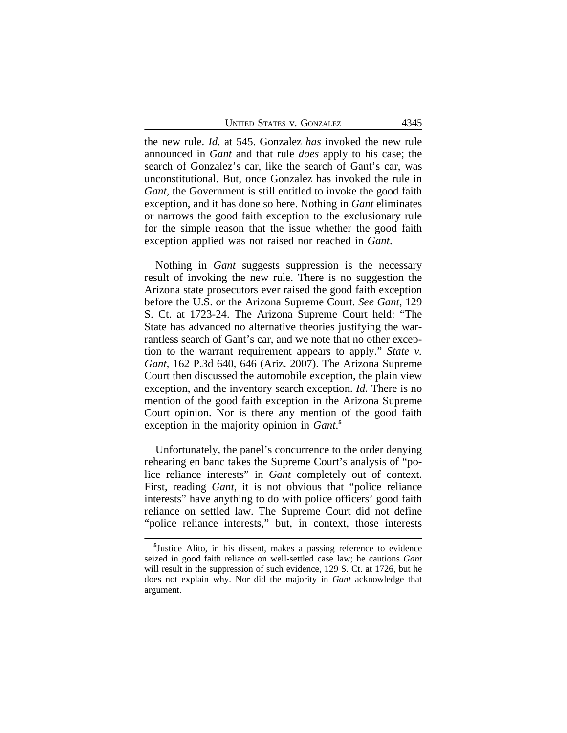the new rule. *Id.* at 545. Gonzalez *has* invoked the new rule announced in *Gant* and that rule *does* apply to his case; the search of Gonzalez's car, like the search of Gant's car, was unconstitutional. But, once Gonzalez has invoked the rule in *Gant*, the Government is still entitled to invoke the good faith exception, and it has done so here. Nothing in *Gant* eliminates or narrows the good faith exception to the exclusionary rule for the simple reason that the issue whether the good faith exception applied was not raised nor reached in *Gant*.

Nothing in *Gant* suggests suppression is the necessary result of invoking the new rule. There is no suggestion the Arizona state prosecutors ever raised the good faith exception before the U.S. or the Arizona Supreme Court. *See Gant*, 129 S. Ct. at 1723-24. The Arizona Supreme Court held: "The State has advanced no alternative theories justifying the warrantless search of Gant's car, and we note that no other exception to the warrant requirement appears to apply." *State v. Gant*, 162 P.3d 640, 646 (Ariz. 2007). The Arizona Supreme Court then discussed the automobile exception, the plain view exception, and the inventory search exception. *Id.* There is no mention of the good faith exception in the Arizona Supreme Court opinion. Nor is there any mention of the good faith exception in the majority opinion in *Gant*.[5]

Unfortunately, the panel's concurrence to the order denying rehearing en banc takes the Supreme Court's analysis of "police reliance interests" in *Gant* completely out of context. First, reading *Gant*, it is not obvious that "police reliance interests" have anything to do with police officers' good faith reliance on settled law. The Supreme Court did not define "police reliance interests," but, in context, those interests

[5] Justice Alito, in his dissent, makes a passing reference to evidence seized in good faith reliance on well-settled case law; he cautions *Gant* will result in the suppression of such evidence, 129 S. Ct. at 1726, but he does not explain why. Nor did the majority in *Gant* acknowledge that argument.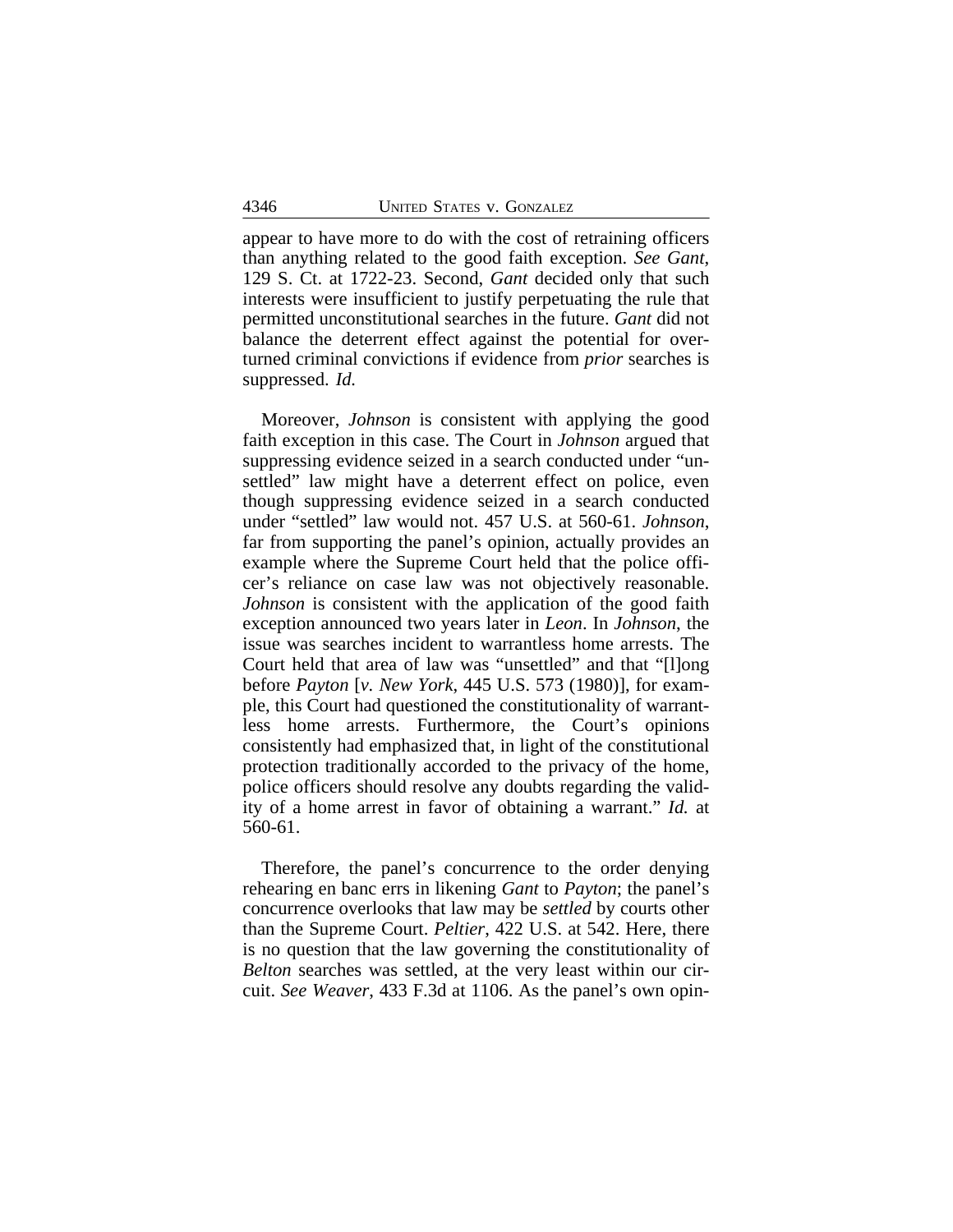appear to have more to do with the cost of retraining officers than anything related to the good faith exception. *See Gant*, 129 S. Ct. at 1722-23. Second, *Gant* decided only that such interests were insufficient to justify perpetuating the rule that permitted unconstitutional searches in the future. *Gant* did not balance the deterrent effect against the potential for overturned criminal convictions if evidence from *prior* searches is suppressed. *Id.*

Moreover, *Johnson* is consistent with applying the good faith exception in this case. The Court in *Johnson* argued that suppressing evidence seized in a search conducted under "unsettled" law might have a deterrent effect on police, even though suppressing evidence seized in a search conducted under "settled" law would not. 457 U.S. at 560-61. *Johnson*, far from supporting the panel's opinion, actually provides an example where the Supreme Court held that the police officer's reliance on case law was not objectively reasonable. *Johnson* is consistent with the application of the good faith exception announced two years later in *Leon*. In *Johnson*, the issue was searches incident to warrantless home arrests. The Court held that area of law was "unsettled" and that "[l]ong before *Payton* [*v. New York*, 445 U.S. 573 (1980)], for example, this Court had questioned the constitutionality of warrantless home arrests. Furthermore, the Court's opinions consistently had emphasized that, in light of the constitutional protection traditionally accorded to the privacy of the home, police officers should resolve any doubts regarding the validity of a home arrest in favor of obtaining a warrant." *Id.* at 560-61.

Therefore, the panel's concurrence to the order denying rehearing en banc errs in likening *Gant* to *Payton*; the panel's concurrence overlooks that law may be *settled* by courts other than the Supreme Court. *Peltier*, 422 U.S. at 542. Here, there is no question that the law governing the constitutionality of *Belton* searches was settled, at the very least within our circuit. *See Weaver*, 433 F.3d at 1106. As the panel's own opin-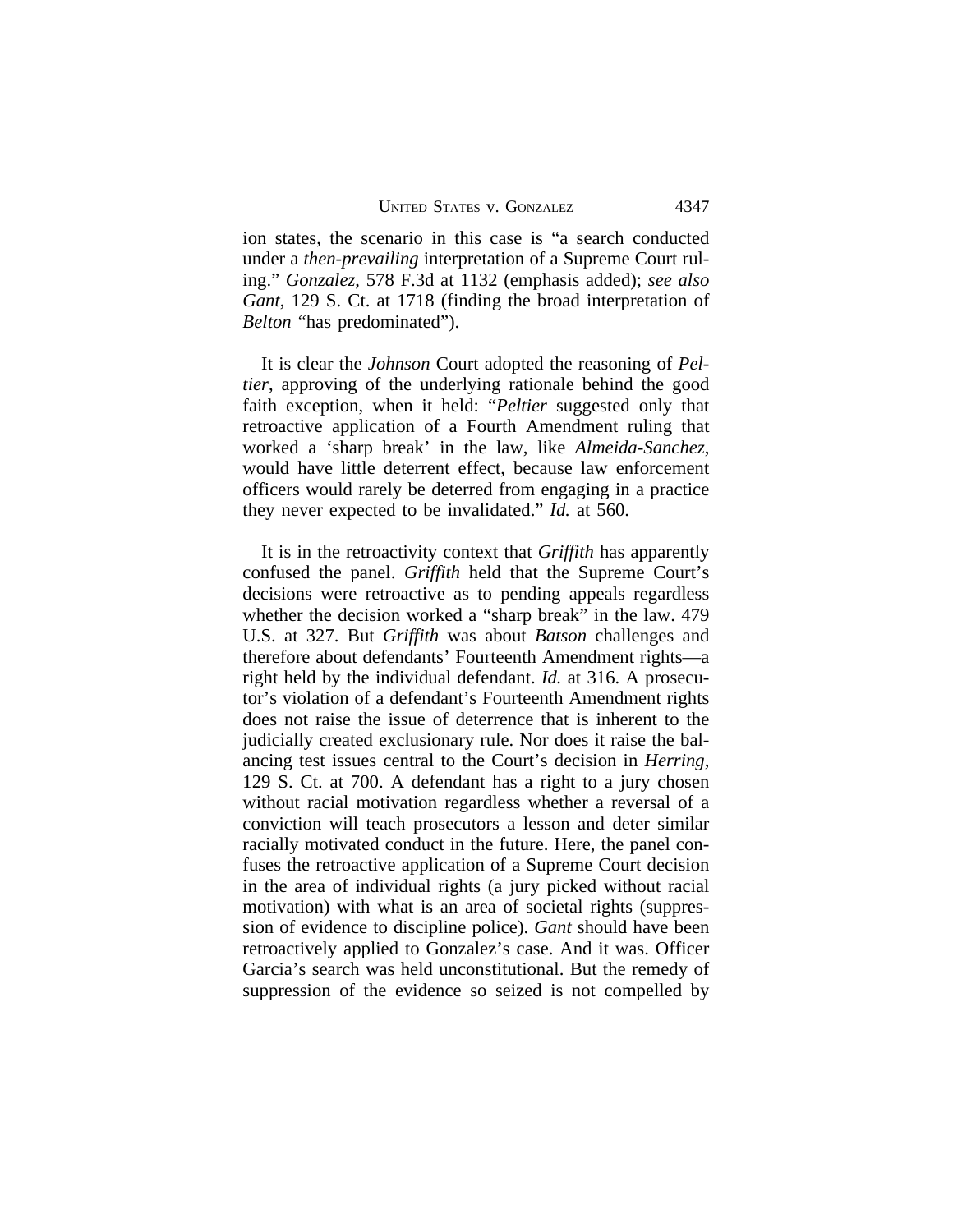ion states, the scenario in this case is "a search conducted under a *then-prevailing* interpretation of a Supreme Court ruling." *Gonzalez*, 578 F.3d at 1132 (emphasis added); *see also Gant*, 129 S. Ct. at 1718 (finding the broad interpretation of *Belton* "has predominated").

It is clear the *Johnson* Court adopted the reasoning of *Peltier*, approving of the underlying rationale behind the good faith exception, when it held: "*Peltier* suggested only that retroactive application of a Fourth Amendment ruling that worked a 'sharp break' in the law, like *Almeida-Sanchez*, would have little deterrent effect, because law enforcement officers would rarely be deterred from engaging in a practice they never expected to be invalidated." *Id.* at 560.

It is in the retroactivity context that *Griffith* has apparently confused the panel. *Griffith* held that the Supreme Court's decisions were retroactive as to pending appeals regardless whether the decision worked a "sharp break" in the law. 479 U.S. at 327. But *Griffith* was about *Batson* challenges and therefore about defendants' Fourteenth Amendment rights—a right held by the individual defendant. *Id.* at 316. A prosecutor's violation of a defendant's Fourteenth Amendment rights does not raise the issue of deterrence that is inherent to the judicially created exclusionary rule. Nor does it raise the balancing test issues central to the Court's decision in *Herring*, 129 S. Ct. at 700. A defendant has a right to a jury chosen without racial motivation regardless whether a reversal of a conviction will teach prosecutors a lesson and deter similar racially motivated conduct in the future. Here, the panel confuses the retroactive application of a Supreme Court decision in the area of individual rights (a jury picked without racial motivation) with what is an area of societal rights (suppression of evidence to discipline police). *Gant* should have been retroactively applied to Gonzalez's case. And it was. Officer Garcia's search was held unconstitutional. But the remedy of suppression of the evidence so seized is not compelled by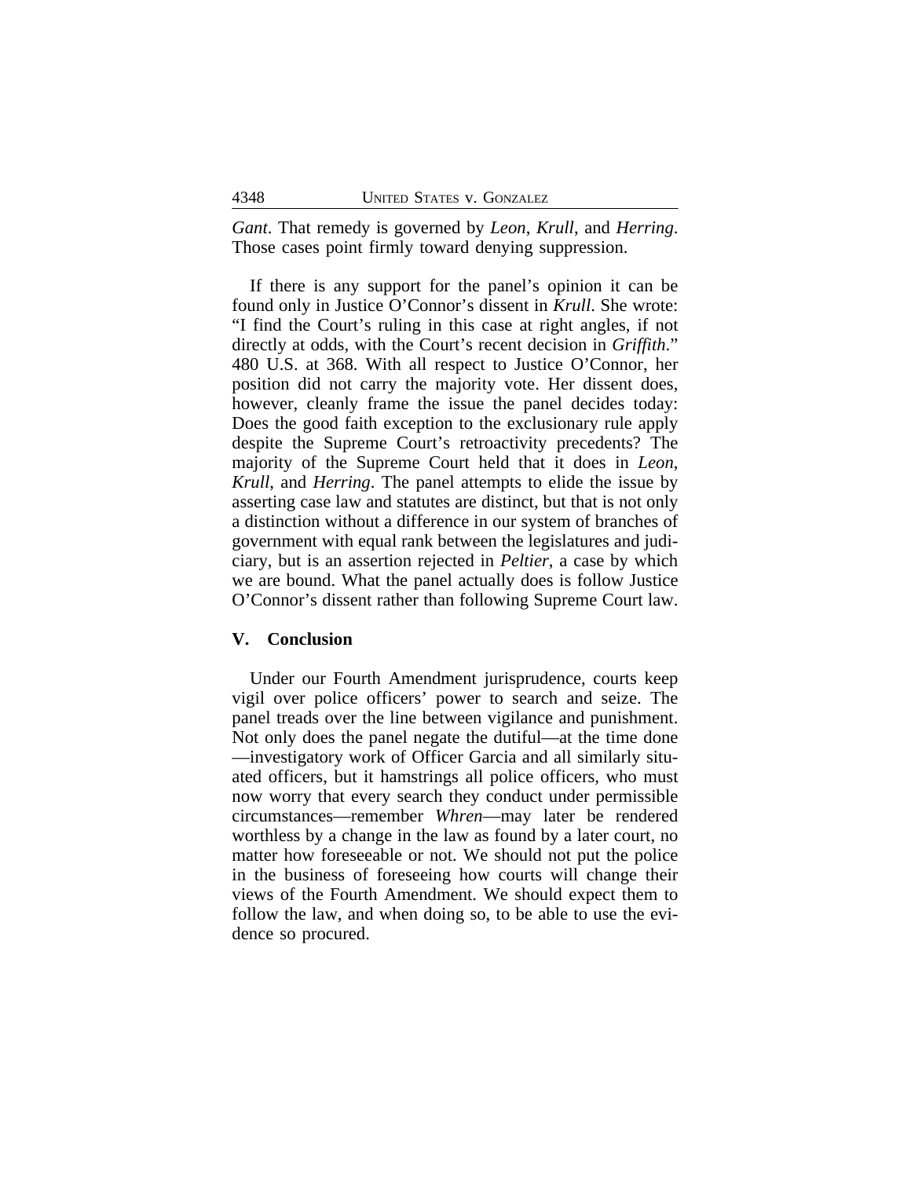*Gant*. That remedy is governed by *Leon*, *Krull*, and *Herring*. Those cases point firmly toward denying suppression.

If there is any support for the panel's opinion it can be found only in Justice O'Connor's dissent in *Krull*. She wrote: "I find the Court's ruling in this case at right angles, if not directly at odds, with the Court's recent decision in *Griffith*." 480 U.S. at 368. With all respect to Justice O'Connor, her position did not carry the majority vote. Her dissent does, however, cleanly frame the issue the panel decides today: Does the good faith exception to the exclusionary rule apply despite the Supreme Court's retroactivity precedents? The majority of the Supreme Court held that it does in *Leon*, *Krull*, and *Herring*. The panel attempts to elide the issue by asserting case law and statutes are distinct, but that is not only a distinction without a difference in our system of branches of government with equal rank between the legislatures and judiciary, but is an assertion rejected in *Peltier*, a case by which we are bound. What the panel actually does is follow Justice O'Connor's dissent rather than following Supreme Court law.

## V. Conclusion

Under our Fourth Amendment jurisprudence, courts keep vigil over police officers' power to search and seize. The panel treads over the line between vigilance and punishment. Not only does the panel negate the dutiful—at the time done—investigatory work of Officer Garcia and all similarly situated officers, but it hamstrings all police officers, who must now worry that every search they conduct under permissible circumstances—remember *Whren*—may later be rendered worthless by a change in the law as found by a later court, no matter how foreseeable or not. We should not put the police in the business of foreseeing how courts will change their views of the Fourth Amendment. We should expect them to follow the law, and when doing so, to be able to use the evidence so procured.